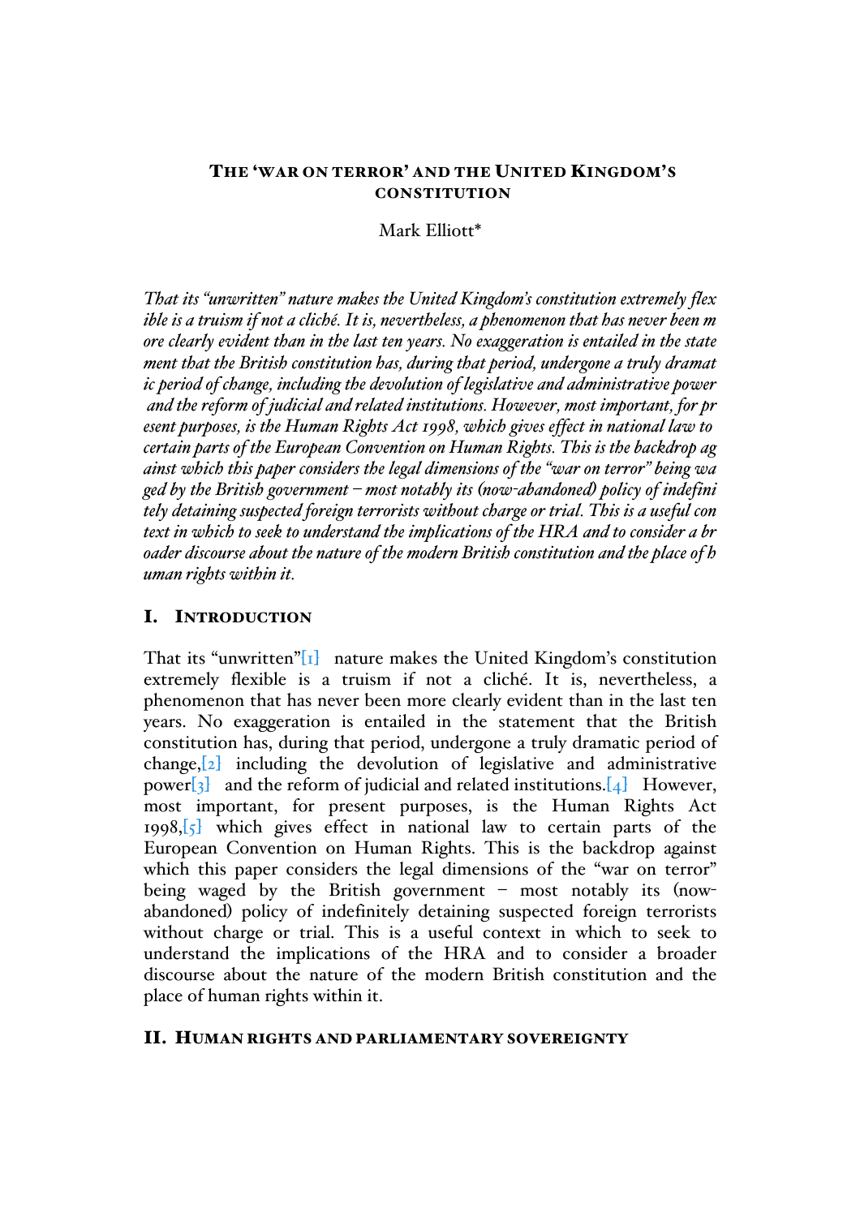# THE 'WAR ON TERROR' AND THE UNITED KINGDOM'S CONSTITUTION

Mark Elliott*

*That its "unwritten" nature makes the United Kingdom's constitution extremely flex ible is a truism if not a cliché. It is, nevertheless, a phenomenon that has never been m ore clearly evident than in the last ten years. No exaggeration is entailed in the state ment that the British constitution has, during that period, undergone a truly dramat ic period of change, including the devolution of legislative and administrative power and the reform of judicial and related institutions. However, most important, for pr esent purposes, is the Human Rights Act 1998, which gives effect in national law to certain parts of the European Convention on Human Rights. This is the backdrop ag ainst which this paper considers the legal dimensions of the "war on terror" being wa ged by the British government – most notably its (now-abandoned) policy of indefini tely detaining suspected foreign terrorists without charge or trial. This is a useful con text in which to seek to understand the implications of the HRA and to consider a br oader discourse about the nature of the modern British constitution and the place of h uman rights within it.*

## I. INTRODUCTION

That its "unwritten"[1] nature makes the United Kingdom's constitution extremely flexible is a truism if not a cliché. It is, nevertheless, a phenomenon that has never been more clearly evident than in the last ten years. No exaggeration is entailed in the statement that the British constitution has, during that period, undergone a truly dramatic period of change,[2] including the devolution of legislative and administrative power[3] and the reform of judicial and related institutions.[4] However, most important, for present purposes, is the Human Rights Act 1998,[5] which gives effect in national law to certain parts of the European Convention on Human Rights. This is the backdrop against which this paper considers the legal dimensions of the "war on terror" being waged by the British government – most notably its (now-abandoned) policy of indefinitely detaining suspected foreign terrorists without charge or trial. This is a useful context in which to seek to understand the implications of the HRA and to consider a broader discourse about the nature of the modern British constitution and the place of human rights within it.

## II. HUMAN RIGHTS AND PARLIAMENTARY SOVEREIGNTY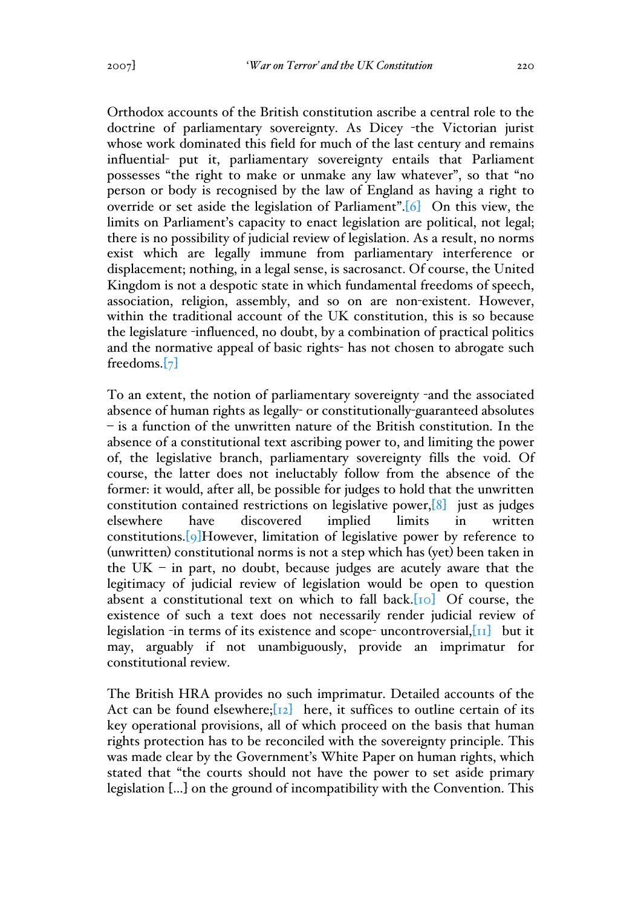Orthodox accounts of the British constitution ascribe a central role to the doctrine of parliamentary sovereignty. As Dicey -the Victorian jurist whose work dominated this field for much of the last century and remains influential- put it, parliamentary sovereignty entails that Parliament possesses "the right to make or unmake any law whatever", so that "no person or body is recognised by the law of England as having a right to override or set aside the legislation of Parliament".[6] On this view, the limits on Parliament's capacity to enact legislation are political, not legal; there is no possibility of judicial review of legislation. As a result, no norms exist which are legally immune from parliamentary interference or displacement; nothing, in a legal sense, is sacrosanct. Of course, the United Kingdom is not a despotic state in which fundamental freedoms of speech, association, religion, assembly, and so on are non-existent. However, within the traditional account of the UK constitution, this is so because the legislature -influenced, no doubt, by a combination of practical politics and the normative appeal of basic rights- has not chosen to abrogate such freedoms.[7]

To an extent, the notion of parliamentary sovereignty -and the associated absence of human rights as legally- or constitutionally-guaranteed absolutes – is a function of the unwritten nature of the British constitution. In the absence of a constitutional text ascribing power to, and limiting the power of, the legislative branch, parliamentary sovereignty fills the void. Of course, the latter does not ineluctably follow from the absence of the former: it would, after all, be possible for judges to hold that the unwritten constitution contained restrictions on legislative power,[8] just as judges elsewhere have discovered implied limits in written constitutions.[9]However, limitation of legislative power by reference to (unwritten) constitutional norms is not a step which has (yet) been taken in the UK – in part, no doubt, because judges are acutely aware that the legitimacy of judicial review of legislation would be open to question absent a constitutional text on which to fall back.[10] Of course, the existence of such a text does not necessarily render judicial review of legislation -in terms of its existence and scope- uncontroversial,[11] but it may, arguably if not unambiguously, provide an imprimatur for constitutional review.

The British HRA provides no such imprimatur. Detailed accounts of the Act can be found elsewhere;[12] here, it suffices to outline certain of its key operational provisions, all of which proceed on the basis that human rights protection has to be reconciled with the sovereignty principle. This was made clear by the Government's White Paper on human rights, which stated that "the courts should not have the power to set aside primary legislation [...] on the ground of incompatibility with the Convention. This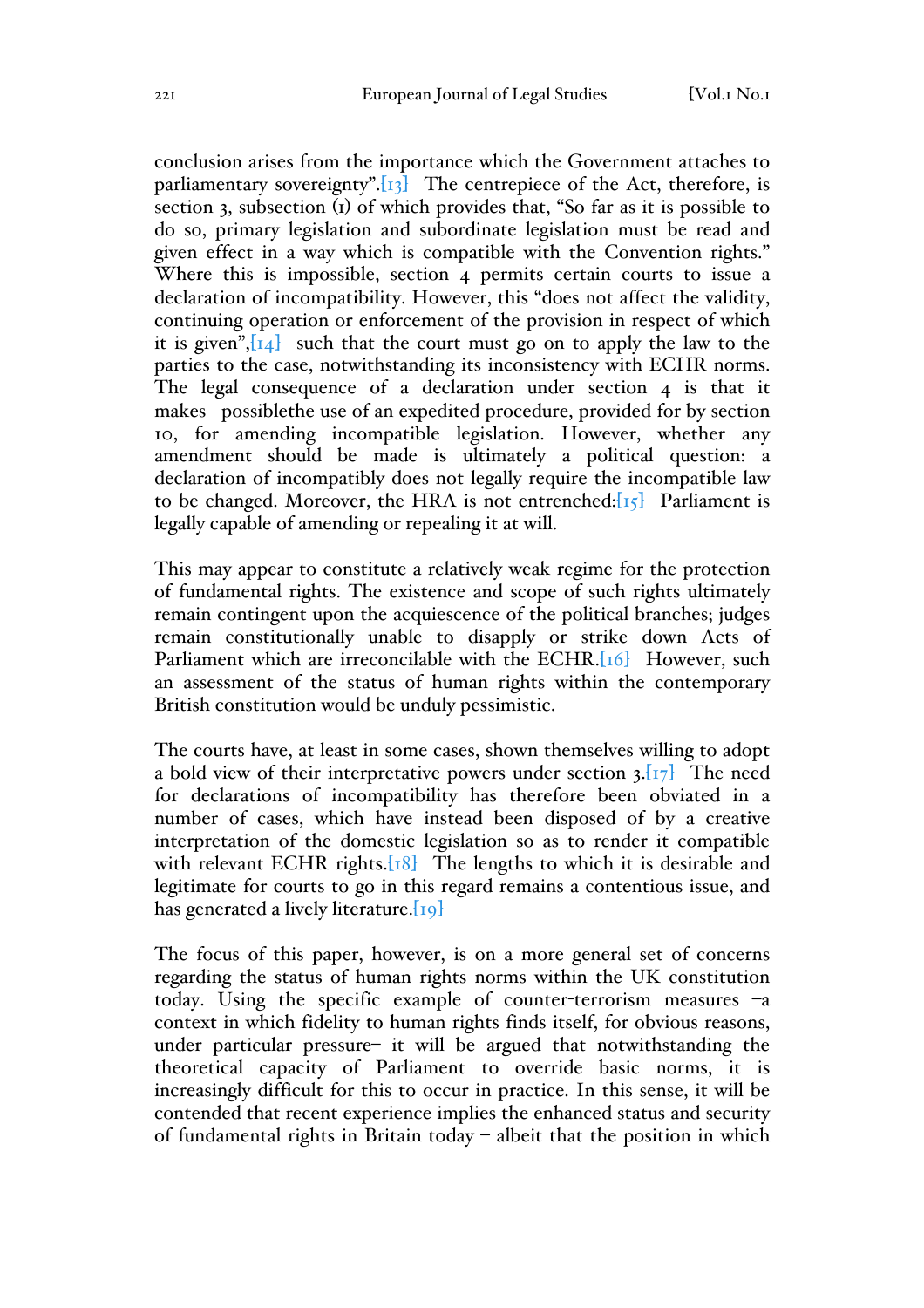conclusion arises from the importance which the Government attaches to parliamentary sovereignty".[13] The centrepiece of the Act, therefore, is section 3, subsection (1) of which provides that, "So far as it is possible to do so, primary legislation and subordinate legislation must be read and given effect in a way which is compatible with the Convention rights." Where this is impossible, section 4 permits certain courts to issue a declaration of incompatibility. However, this "does not affect the validity, continuing operation or enforcement of the provision in respect of which it is given",[14] such that the court must go on to apply the law to the parties to the case, notwithstanding its inconsistency with ECHR norms. The legal consequence of a declaration under section 4 is that it makes possiblethe use of an expedited procedure, provided for by section 10, for amending incompatible legislation. However, whether any amendment should be made is ultimately a political question: a declaration of incompatibly does not legally require the incompatible law to be changed. Moreover, the HRA is not entrenched:[15] Parliament is legally capable of amending or repealing it at will.

This may appear to constitute a relatively weak regime for the protection of fundamental rights. The existence and scope of such rights ultimately remain contingent upon the acquiescence of the political branches; judges remain constitutionally unable to disapply or strike down Acts of Parliament which are irreconcilable with the ECHR.[16] However, such an assessment of the status of human rights within the contemporary British constitution would be unduly pessimistic.

The courts have, at least in some cases, shown themselves willing to adopt a bold view of their interpretative powers under section 3.[17] The need for declarations of incompatibility has therefore been obviated in a number of cases, which have instead been disposed of by a creative interpretation of the domestic legislation so as to render it compatible with relevant ECHR rights.[18] The lengths to which it is desirable and legitimate for courts to go in this regard remains a contentious issue, and has generated a lively literature.[19]

The focus of this paper, however, is on a more general set of concerns regarding the status of human rights norms within the UK constitution today. Using the specific example of counter-terrorism measures –a context in which fidelity to human rights finds itself, for obvious reasons, under particular pressure– it will be argued that notwithstanding the theoretical capacity of Parliament to override basic norms, it is increasingly difficult for this to occur in practice. In this sense, it will be contended that recent experience implies the enhanced status and security of fundamental rights in Britain today – albeit that the position in which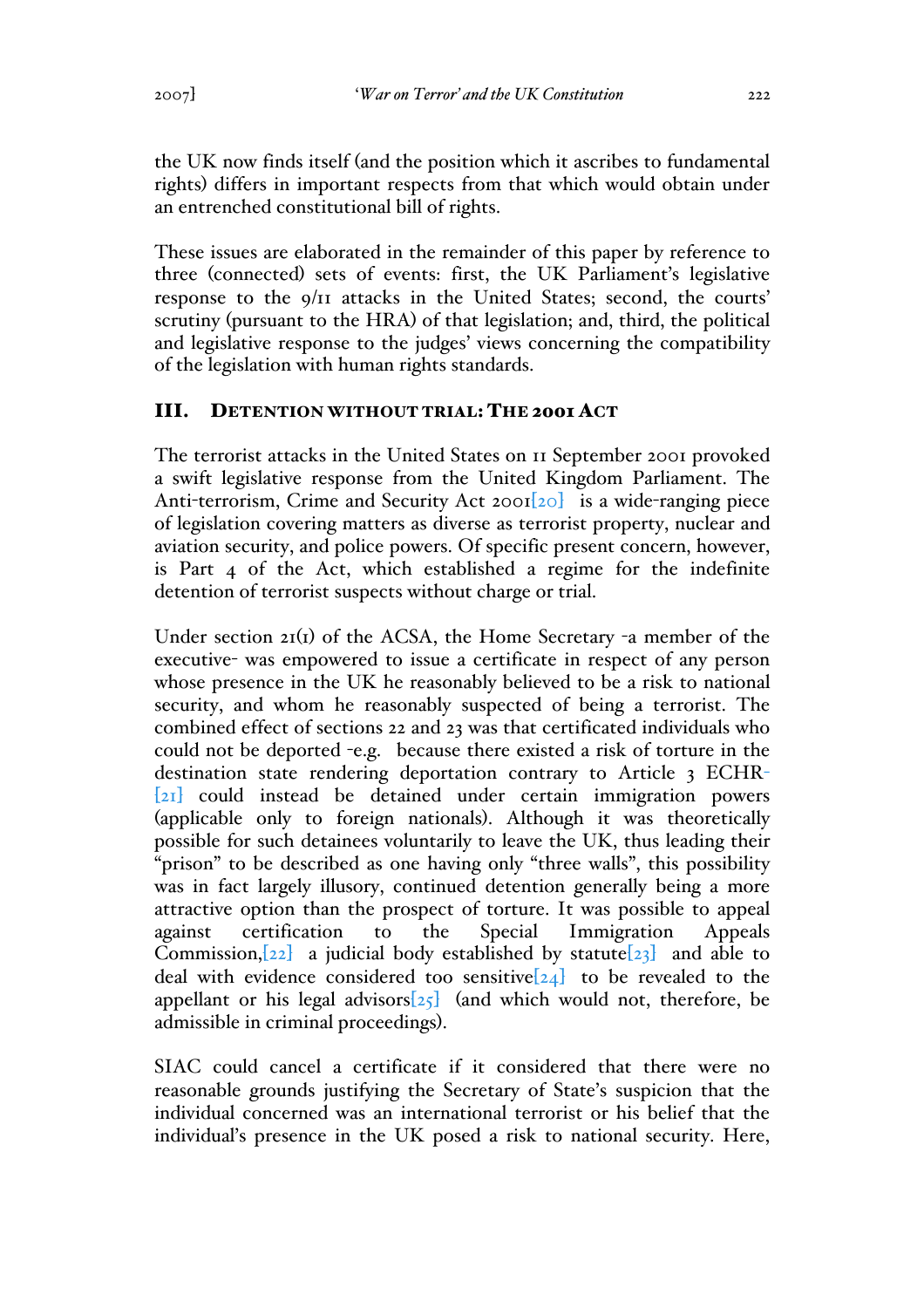the UK now finds itself (and the position which it ascribes to fundamental rights) differs in important respects from that which would obtain under an entrenched constitutional bill of rights.

These issues are elaborated in the remainder of this paper by reference to three (connected) sets of events: first, the UK Parliament's legislative response to the 9/11 attacks in the United States; second, the courts' scrutiny (pursuant to the HRA) of that legislation; and, third, the political and legislative response to the judges' views concerning the compatibility of the legislation with human rights standards.

## III. Detention without trial: The 2001 Act

The terrorist attacks in the United States on 11 September 2001 provoked a swift legislative response from the United Kingdom Parliament. The Anti-terrorism, Crime and Security Act 2001[20] is a wide-ranging piece of legislation covering matters as diverse as terrorist property, nuclear and aviation security, and police powers. Of specific present concern, however, is Part 4 of the Act, which established a regime for the indefinite detention of terrorist suspects without charge or trial.

Under section 21(1) of the ACSA, the Home Secretary -a member of the executive- was empowered to issue a certificate in respect of any person whose presence in the UK he reasonably believed to be a risk to national security, and whom he reasonably suspected of being a terrorist. The combined effect of sections 22 and 23 was that certificated individuals who could not be deported -e.g. because there existed a risk of torture in the destination state rendering deportation contrary to Article 3 ECHR-[21] could instead be detained under certain immigration powers (applicable only to foreign nationals). Although it was theoretically possible for such detainees voluntarily to leave the UK, thus leading their "prison" to be described as one having only "three walls", this possibility was in fact largely illusory, continued detention generally being a more attractive option than the prospect of torture. It was possible to appeal against certification to the Special Immigration Appeals Commission,[22] a judicial body established by statute[23] and able to deal with evidence considered too sensitive[24] to be revealed to the appellant or his legal advisors[25] (and which would not, therefore, be admissible in criminal proceedings).

SIAC could cancel a certificate if it considered that there were no reasonable grounds justifying the Secretary of State's suspicion that the individual concerned was an international terrorist or his belief that the individual's presence in the UK posed a risk to national security. Here,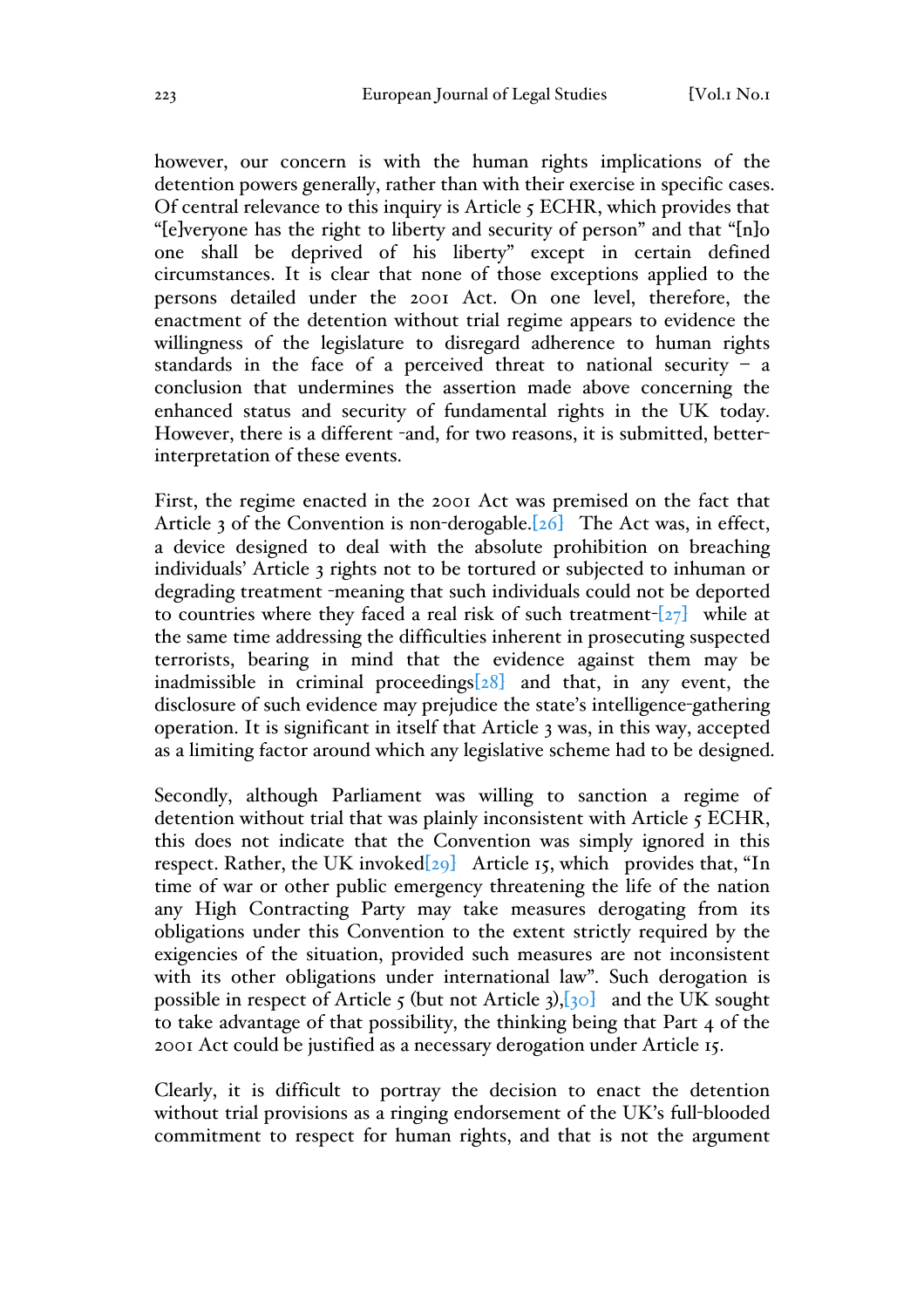however, our concern is with the human rights implications of the detention powers generally, rather than with their exercise in specific cases. Of central relevance to this inquiry is Article 5 ECHR, which provides that "[e]veryone has the right to liberty and security of person" and that "[n]o one shall be deprived of his liberty" except in certain defined circumstances. It is clear that none of those exceptions applied to the persons detailed under the 2001 Act. On one level, therefore, the enactment of the detention without trial regime appears to evidence the willingness of the legislature to disregard adherence to human rights standards in the face of a perceived threat to national security – a conclusion that undermines the assertion made above concerning the enhanced status and security of fundamental rights in the UK today. However, there is a different -and, for two reasons, it is submitted, better- interpretation of these events.

First, the regime enacted in the 2001 Act was premised on the fact that Article 3 of the Convention is non-derogable.[26] The Act was, in effect, a device designed to deal with the absolute prohibition on breaching individuals' Article 3 rights not to be tortured or subjected to inhuman or degrading treatment -meaning that such individuals could not be deported to countries where they faced a real risk of such treatment-[27] while at the same time addressing the difficulties inherent in prosecuting suspected terrorists, bearing in mind that the evidence against them may be inadmissible in criminal proceedings[28] and that, in any event, the disclosure of such evidence may prejudice the state's intelligence-gathering operation. It is significant in itself that Article 3 was, in this way, accepted as a limiting factor around which any legislative scheme had to be designed.

Secondly, although Parliament was willing to sanction a regime of detention without trial that was plainly inconsistent with Article 5 ECHR, this does not indicate that the Convention was simply ignored in this respect. Rather, the UK invoked[29] Article 15, which provides that, "In time of war or other public emergency threatening the life of the nation any High Contracting Party may take measures derogating from its obligations under this Convention to the extent strictly required by the exigencies of the situation, provided such measures are not inconsistent with its other obligations under international law". Such derogation is possible in respect of Article 5 (but not Article 3),[30] and the UK sought to take advantage of that possibility, the thinking being that Part 4 of the 2001 Act could be justified as a necessary derogation under Article 15.

Clearly, it is difficult to portray the decision to enact the detention without trial provisions as a ringing endorsement of the UK's full-blooded commitment to respect for human rights, and that is not the argument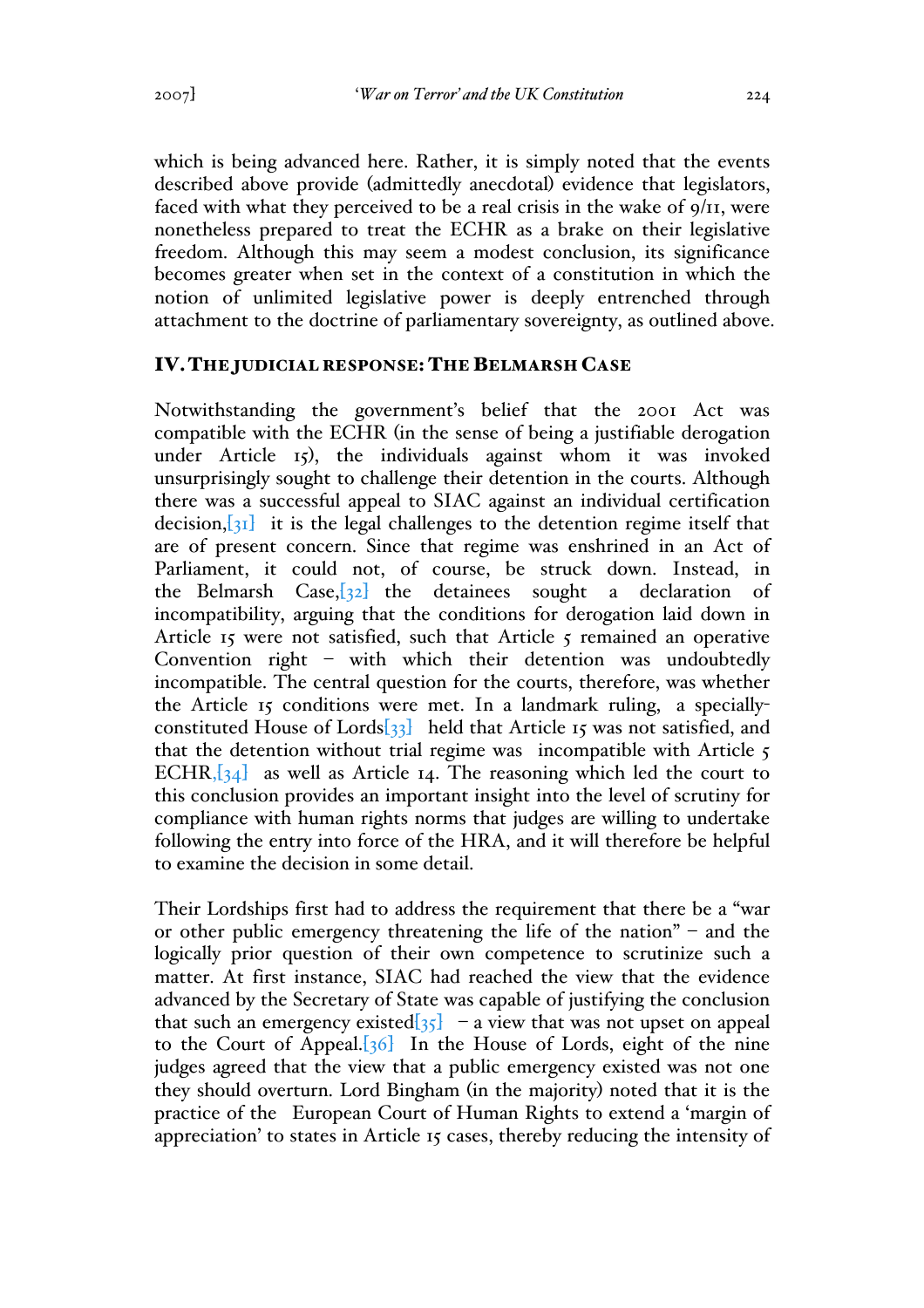which is being advanced here. Rather, it is simply noted that the events described above provide (admittedly anecdotal) evidence that legislators, faced with what they perceived to be a real crisis in the wake of 9/11, were nonetheless prepared to treat the ECHR as a brake on their legislative freedom. Although this may seem a modest conclusion, its significance becomes greater when set in the context of a constitution in which the notion of unlimited legislative power is deeply entrenched through attachment to the doctrine of parliamentary sovereignty, as outlined above.

## IV. The Judicial Response: The Belmarsh Case

Notwithstanding the government's belief that the 2001 Act was compatible with the ECHR (in the sense of being a justifiable derogation under Article 15), the individuals against whom it was invoked unsurprisingly sought to challenge their detention in the courts. Although there was a successful appeal to SIAC against an individual certification decision,[31] it is the legal challenges to the detention regime itself that are of present concern. Since that regime was enshrined in an Act of Parliament, it could not, of course, be struck down. Instead, in the Belmarsh Case,[32] the detainees sought a declaration of incompatibility, arguing that the conditions for derogation laid down in Article 15 were not satisfied, such that Article 5 remained an operative Convention right – with which their detention was undoubtedly incompatible. The central question for the courts, therefore, was whether the Article 15 conditions were met. In a landmark ruling, a specially-constituted House of Lords[33] held that Article 15 was not satisfied, and that the detention without trial regime was incompatible with Article 5 ECHR,[34] as well as Article 14. The reasoning which led the court to this conclusion provides an important insight into the level of scrutiny for compliance with human rights norms that judges are willing to undertake following the entry into force of the HRA, and it will therefore be helpful to examine the decision in some detail.

Their Lordships first had to address the requirement that there be a "war or other public emergency threatening the life of the nation" – and the logically prior question of their own competence to scrutinize such a matter. At first instance, SIAC had reached the view that the evidence advanced by the Secretary of State was capable of justifying the conclusion that such an emergency existed[35] – a view that was not upset on appeal to the Court of Appeal.[36] In the House of Lords, eight of the nine judges agreed that the view that a public emergency existed was not one they should overturn. Lord Bingham (in the majority) noted that it is the practice of the European Court of Human Rights to extend a 'margin of appreciation' to states in Article 15 cases, thereby reducing the intensity of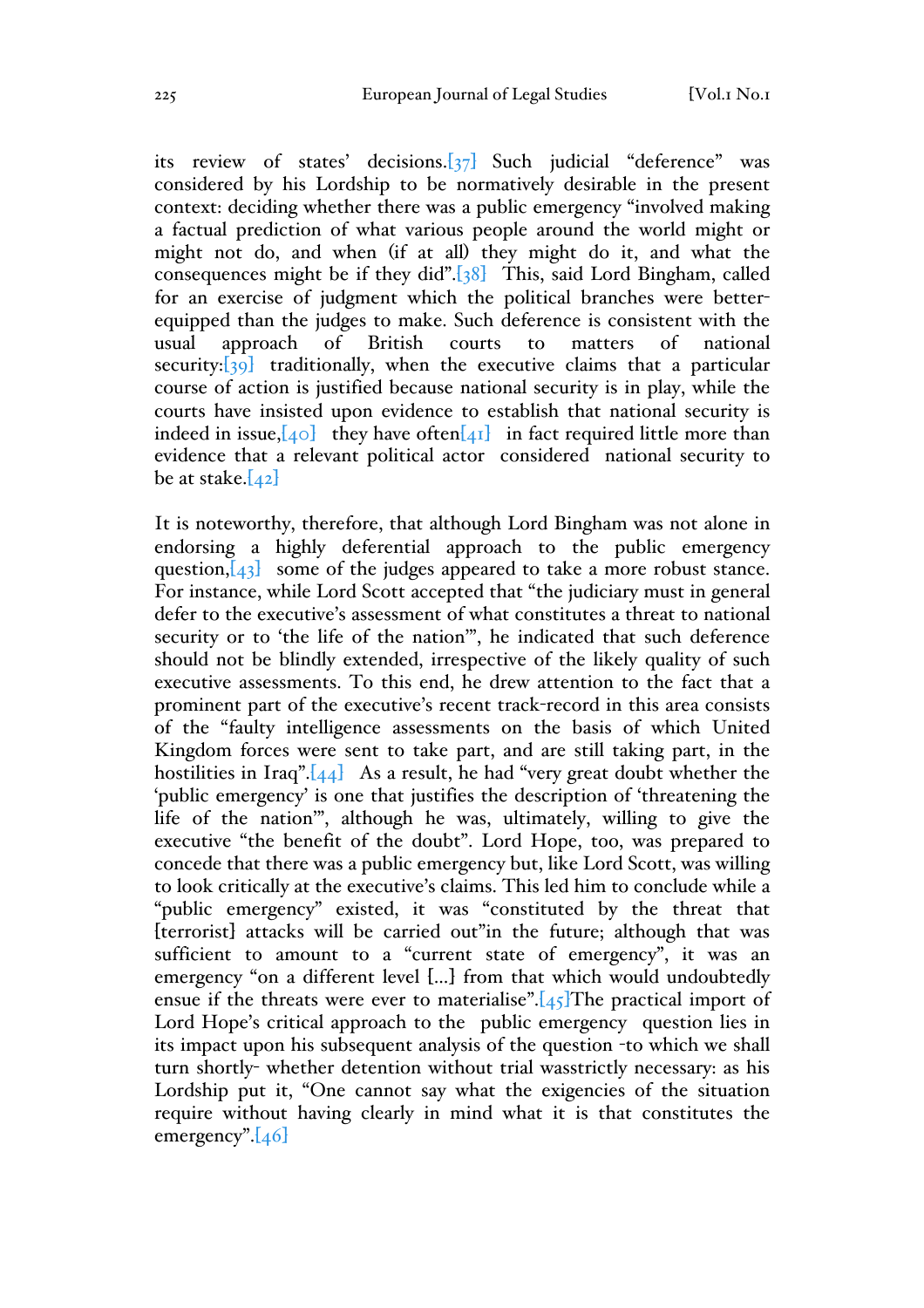its review of states' decisions.[37] Such judicial "deference" was considered by his Lordship to be normatively desirable in the present context: deciding whether there was a public emergency "involved making a factual prediction of what various people around the world might or might not do, and when (if at all) they might do it, and what the consequences might be if they did".[38] This, said Lord Bingham, called for an exercise of judgment which the political branches were better-equipped than the judges to make. Such deference is consistent with the usual approach of British courts to matters of national security:[39] traditionally, when the executive claims that a particular course of action is justified because national security is in play, while the courts have insisted upon evidence to establish that national security is indeed in issue,[40] they have often[41] in fact required little more than evidence that a relevant political actor considered national security to be at stake.[42]

It is noteworthy, therefore, that although Lord Bingham was not alone in endorsing a highly deferential approach to the public emergency question,[43] some of the judges appeared to take a more robust stance. For instance, while Lord Scott accepted that "the judiciary must in general defer to the executive's assessment of what constitutes a threat to national security or to 'the life of the nation'", he indicated that such deference should not be blindly extended, irrespective of the likely quality of such executive assessments. To this end, he drew attention to the fact that a prominent part of the executive's recent track-record in this area consists of the "faulty intelligence assessments on the basis of which United Kingdom forces were sent to take part, and are still taking part, in the hostilities in Iraq".[44] As a result, he had "very great doubt whether the 'public emergency' is one that justifies the description of 'threatening the life of the nation'", although he was, ultimately, willing to give the executive "the benefit of the doubt". Lord Hope, too, was prepared to concede that there was a public emergency but, like Lord Scott, was willing to look critically at the executive's claims. This led him to conclude while a "public emergency" existed, it was "constituted by the threat that [terrorist] attacks will be carried out"in the future; although that was sufficient to amount to a "current state of emergency", it was an emergency "on a different level [...] from that which would undoubtedly ensue if the threats were ever to materialise".[45]The practical import of Lord Hope's critical approach to the public emergency question lies in its impact upon his subsequent analysis of the question -to which we shall turn shortly- whether detention without trial wasstrictly necessary: as his Lordship put it, "One cannot say what the exigencies of the situation require without having clearly in mind what it is that constitutes the emergency".[46]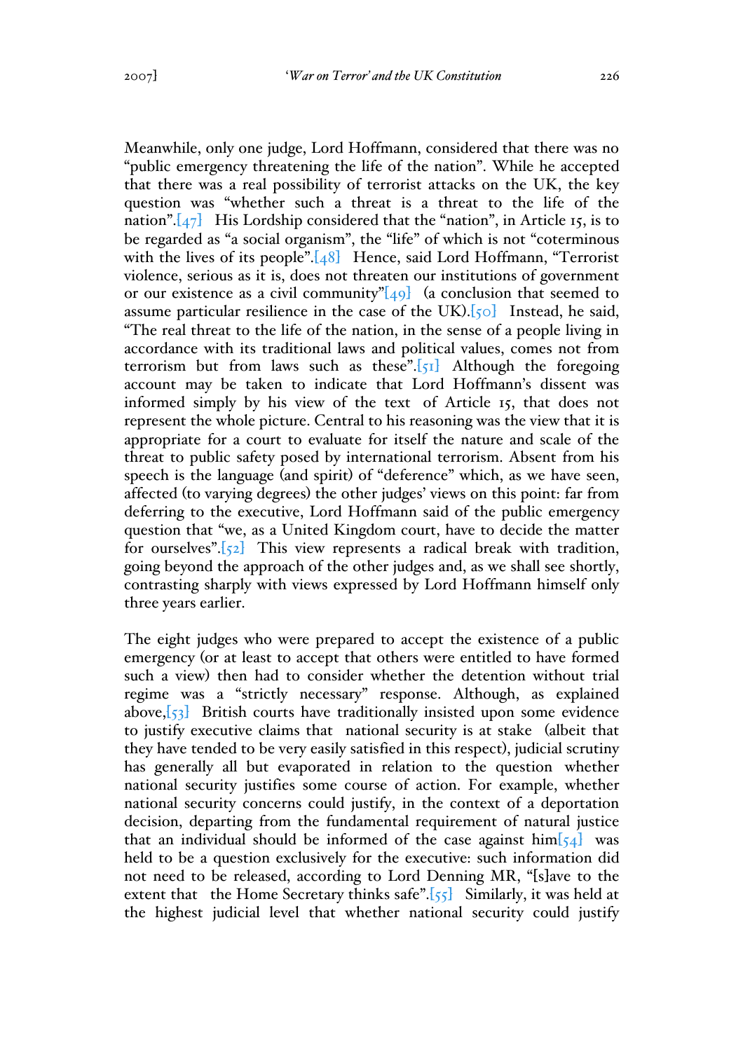Meanwhile, only one judge, Lord Hoffmann, considered that there was no "public emergency threatening the life of the nation". While he accepted that there was a real possibility of terrorist attacks on the UK, the key question was "whether such a threat is a threat to the life of the nation".[47] His Lordship considered that the "nation", in Article 15, is to be regarded as "a social organism", the "life" of which is not "coterminous with the lives of its people".[48] Hence, said Lord Hoffmann, "Terrorist violence, serious as it is, does not threaten our institutions of government or our existence as a civil community"[49] (a conclusion that seemed to assume particular resilience in the case of the UK).[50] Instead, he said, "The real threat to the life of the nation, in the sense of a people living in accordance with its traditional laws and political values, comes not from terrorism but from laws such as these".[51] Although the foregoing account may be taken to indicate that Lord Hoffmann's dissent was informed simply by his view of the text of Article 15, that does not represent the whole picture. Central to his reasoning was the view that it is appropriate for a court to evaluate for itself the nature and scale of the threat to public safety posed by international terrorism. Absent from his speech is the language (and spirit) of "deference" which, as we have seen, affected (to varying degrees) the other judges' views on this point: far from deferring to the executive, Lord Hoffmann said of the public emergency question that "we, as a United Kingdom court, have to decide the matter for ourselves".[52] This view represents a radical break with tradition, going beyond the approach of the other judges and, as we shall see shortly, contrasting sharply with views expressed by Lord Hoffmann himself only three years earlier.

The eight judges who were prepared to accept the existence of a public emergency (or at least to accept that others were entitled to have formed such a view) then had to consider whether the detention without trial regime was a "strictly necessary" response. Although, as explained above,[53] British courts have traditionally insisted upon some evidence to justify executive claims that national security is at stake (albeit that they have tended to be very easily satisfied in this respect), judicial scrutiny has generally all but evaporated in relation to the question whether national security justifies some course of action. For example, whether national security concerns could justify, in the context of a deportation decision, departing from the fundamental requirement of natural justice that an individual should be informed of the case against him[54] was held to be a question exclusively for the executive: such information did not need to be released, according to Lord Denning MR, "[s]ave to the extent that the Home Secretary thinks safe".[55] Similarly, it was held at the highest judicial level that whether national security could justify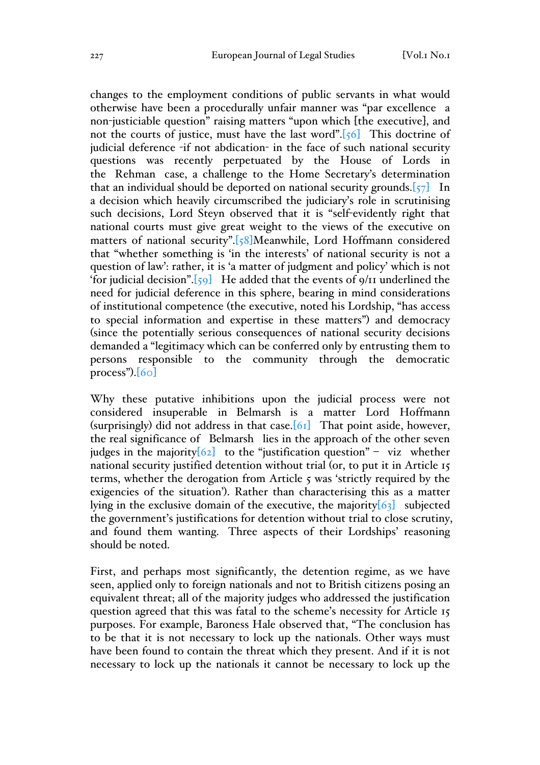changes to the employment conditions of public servants in what would otherwise have been a procedurally unfair manner was "par excellence a non-justiciable question" raising matters "upon which [the executive], and not the courts of justice, must have the last word".[56] This doctrine of judicial deference -if not abdication- in the face of such national security questions was recently perpetuated by the House of Lords in the *Rehman* case, a challenge to the Home Secretary's determination that an individual should be deported on national security grounds.[57] In a decision which heavily circumscribed the judiciary's role in scrutinising such decisions, Lord Steyn observed that it is "self-evidently right that national courts must give great weight to the views of the executive on matters of national security".[58]Meanwhile, Lord Hoffmann considered that "whether something is 'in the interests' of national security is not a question of law': rather, it is 'a matter of judgment and policy' which is not 'for judicial decision".[59] He added that the events of 9/11 underlined the need for judicial deference in this sphere, bearing in mind considerations of institutional competence (the executive, noted his Lordship, "has access to special information and expertise in these matters") and democracy (since the potentially serious consequences of national security decisions demanded a "legitimacy which can be conferred only by entrusting them to persons responsible to the community through the democratic process").[60]

Why these putative inhibitions upon the judicial process were not considered insuperable in Belmarsh is a matter Lord Hoffmann (surprisingly) did not address in that case.[61] That point aside, however, the real significance of *Belmarsh* lies in the approach of the other seven judges in the majority[62] to the "justification question" – *viz* whether national security justified detention without trial (or, to put it in Article 15 terms, whether the derogation from Article 5 was 'strictly required by the exigencies of the situation'). Rather than characterising this as a matter lying in the exclusive domain of the executive, the majority[63] subjected the government's justifications for detention without trial to close scrutiny, and found them wanting. Three aspects of their Lordships' reasoning should be noted.

First, and perhaps most significantly, the detention regime, as we have seen, applied only to foreign nationals and not to British citizens posing an equivalent threat; all of the majority judges who addressed the justification question agreed that this was fatal to the scheme's necessity for Article 15 purposes. For example, Baroness Hale observed that, "The conclusion has to be that it is not necessary to lock up the nationals. Other ways must have been found to contain the threat which they present. And if it is not necessary to lock up the nationals it cannot be necessary to lock up the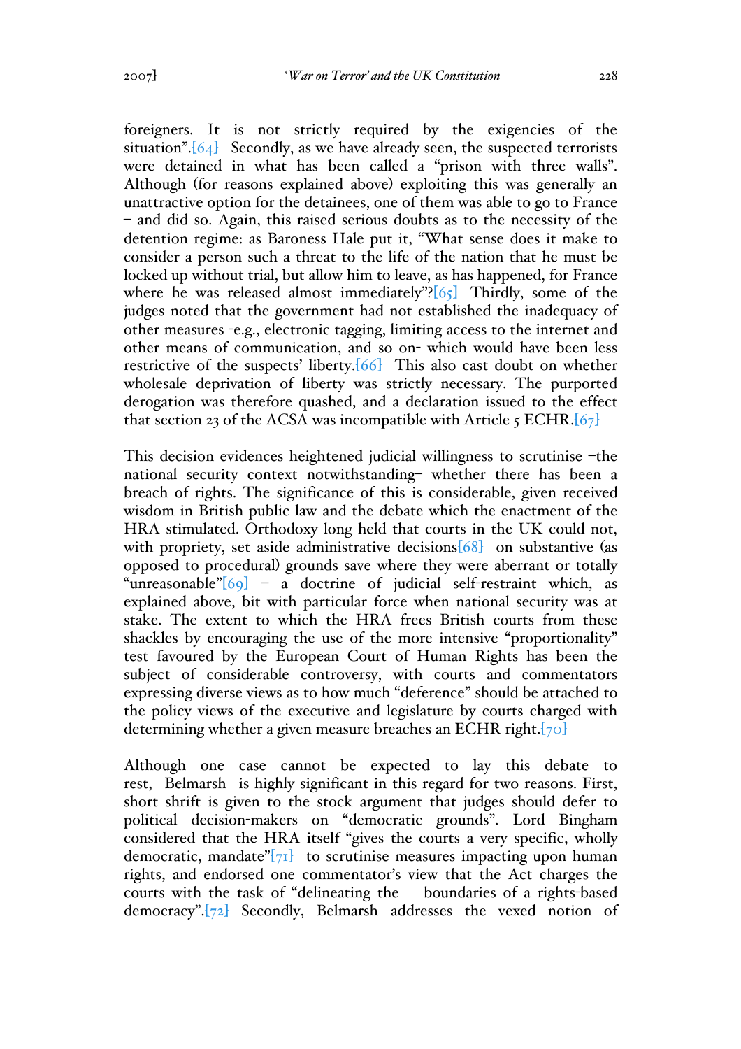foreigners. It is not strictly required by the exigencies of the situation".[64] Secondly, as we have already seen, the suspected terrorists were detained in what has been called a "prison with three walls". Although (for reasons explained above) exploiting this was generally an unattractive option for the detainees, one of them was able to go to France – and did so. Again, this raised serious doubts as to the necessity of the detention regime: as Baroness Hale put it, "What sense does it make to consider a person such a threat to the life of the nation that he must be locked up without trial, but allow him to leave, as has happened, for France where he was released almost immediately"?[65] Thirdly, some of the judges noted that the government had not established the inadequacy of other measures -e.g., electronic tagging, limiting access to the internet and other means of communication, and so on- which would have been less restrictive of the suspects' liberty.[66] This also cast doubt on whether wholesale deprivation of liberty was strictly necessary. The purported derogation was therefore quashed, and a declaration issued to the effect that section 23 of the ACSA was incompatible with Article 5 ECHR.[67]

This decision evidences heightened judicial willingness to scrutinise –the national security context notwithstanding– whether there has been a breach of rights. The significance of this is considerable, given received wisdom in British public law and the debate which the enactment of the HRA stimulated. Orthodoxy long held that courts in the UK could not, with propriety, set aside administrative decisions[68] on substantive (as opposed to procedural) grounds save where they were aberrant or totally "unreasonable"[69] – a doctrine of judicial self-restraint which, as explained above, bit with particular force when national security was at stake. The extent to which the HRA frees British courts from these shackles by encouraging the use of the more intensive "proportionality" test favoured by the European Court of Human Rights has been the subject of considerable controversy, with courts and commentators expressing diverse views as to how much "deference" should be attached to the policy views of the executive and legislature by courts charged with determining whether a given measure breaches an ECHR right.[70]

Although one case cannot be expected to lay this debate to rest, Belmarsh is highly significant in this regard for two reasons. First, short shrift is given to the stock argument that judges should defer to political decision-makers on "democratic grounds". Lord Bingham considered that the HRA itself "gives the courts a very specific, wholly democratic, mandate"[71] to scrutinise measures impacting upon human rights, and endorsed one commentator's view that the Act charges the courts with the task of "delineating the boundaries of a rights-based democracy".[72] Secondly, Belmarsh addresses the vexed notion of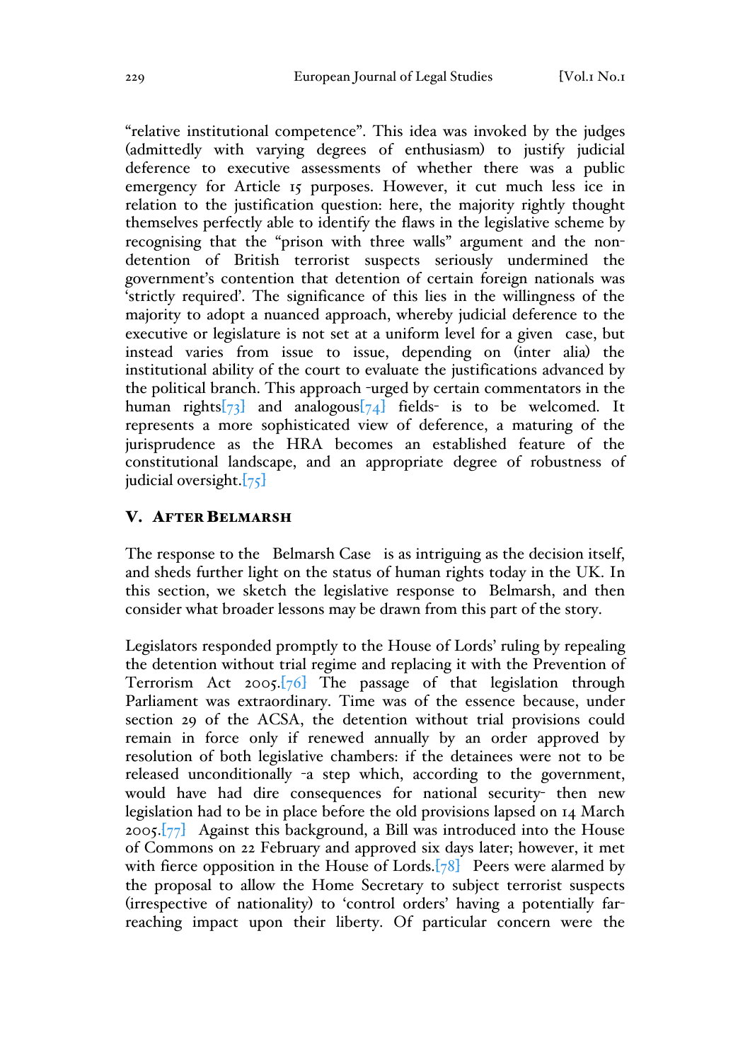"relative institutional competence". This idea was invoked by the judges (admittedly with varying degrees of enthusiasm) to justify judicial deference to executive assessments of whether there was a public emergency for Article 15 purposes. However, it cut much less ice in relation to the justification question: here, the majority rightly thought themselves perfectly able to identify the flaws in the legislative scheme by recognising that the "prison with three walls" argument and the non-detention of British terrorist suspects seriously undermined the government's contention that detention of certain foreign nationals was 'strictly required'. The significance of this lies in the willingness of the majority to adopt a nuanced approach, whereby judicial deference to the executive or legislature is not set at a uniform level for a given case, but instead varies from issue to issue, depending on (inter alia) the institutional ability of the court to evaluate the justifications advanced by the political branch. This approach -urged by certain commentators in the human rights[73] and analogous[74] fields- is to be welcomed. It represents a more sophisticated view of deference, a maturing of the jurisprudence as the HRA becomes an established feature of the constitutional landscape, and an appropriate degree of robustness of judicial oversight.[75]

## V. After Belmarsh

The response to the Belmarsh Case is as intriguing as the decision itself, and sheds further light on the status of human rights today in the UK. In this section, we sketch the legislative response to Belmarsh, and then consider what broader lessons may be drawn from this part of the story.

Legislators responded promptly to the House of Lords' ruling by repealing the detention without trial regime and replacing it with the Prevention of Terrorism Act 2005.[76] The passage of that legislation through Parliament was extraordinary. Time was of the essence because, under section 29 of the ACSA, the detention without trial provisions could remain in force only if renewed annually by an order approved by resolution of both legislative chambers: if the detainees were not to be released unconditionally -a step which, according to the government, would have had dire consequences for national security- then new legislation had to be in place before the old provisions lapsed on 14 March 2005.[77] Against this background, a Bill was introduced into the House of Commons on 22 February and approved six days later; however, it met with fierce opposition in the House of Lords.[78] Peers were alarmed by the proposal to allow the Home Secretary to subject terrorist suspects (irrespective of nationality) to 'control orders' having a potentially far-reaching impact upon their liberty. Of particular concern were the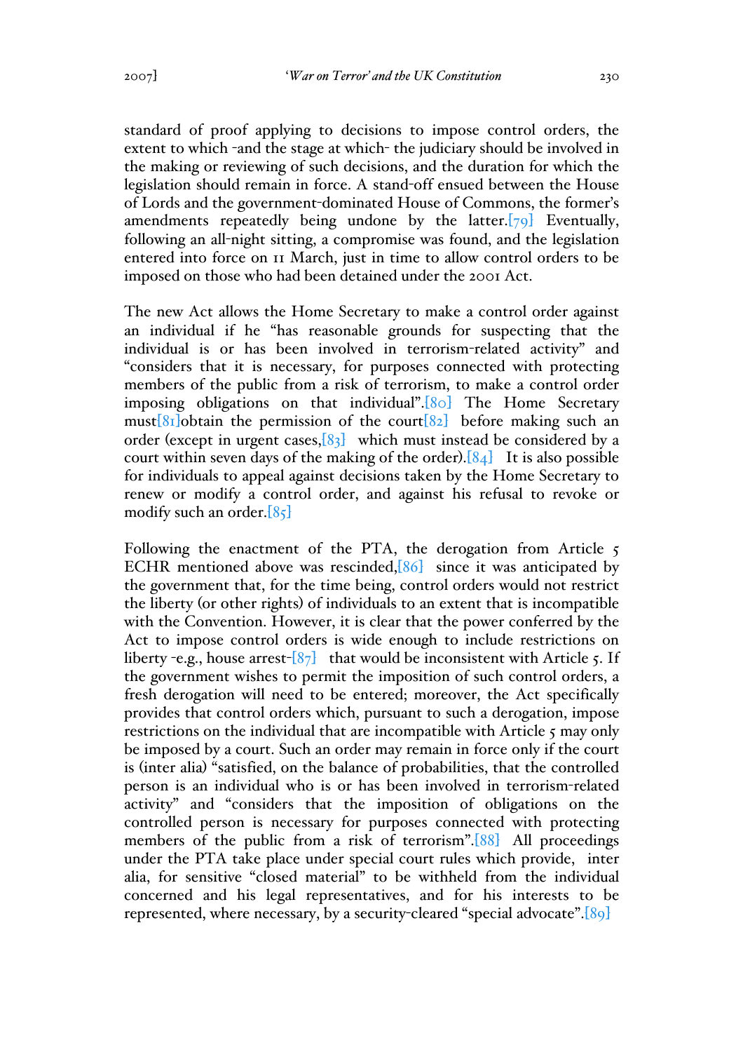standard of proof applying to decisions to impose control orders, the extent to which -and the stage at which- the judiciary should be involved in the making or reviewing of such decisions, and the duration for which the legislation should remain in force. A stand-off ensued between the House of Lords and the government-dominated House of Commons, the former's amendments repeatedly being undone by the latter.[79] Eventually, following an all-night sitting, a compromise was found, and the legislation entered into force on 11 March, just in time to allow control orders to be imposed on those who had been detained under the 2001 Act.

The new Act allows the Home Secretary to make a control order against an individual if he "has reasonable grounds for suspecting that the individual is or has been involved in terrorism-related activity" and "considers that it is necessary, for purposes connected with protecting members of the public from a risk of terrorism, to make a control order imposing obligations on that individual".[80] The Home Secretary must[81]obtain the permission of the court[82] before making such an order (except in urgent cases,[83] which must instead be considered by a court within seven days of the making of the order).[84] It is also possible for individuals to appeal against decisions taken by the Home Secretary to renew or modify a control order, and against his refusal to revoke or modify such an order.[85]

Following the enactment of the PTA, the derogation from Article 5 ECHR mentioned above was rescinded,[86] since it was anticipated by the government that, for the time being, control orders would not restrict the liberty (or other rights) of individuals to an extent that is incompatible with the Convention. However, it is clear that the power conferred by the Act to impose control orders is wide enough to include restrictions on liberty -e.g., house arrest-[87] that would be inconsistent with Article 5. If the government wishes to permit the imposition of such control orders, a fresh derogation will need to be entered; moreover, the Act specifically provides that control orders which, pursuant to such a derogation, impose restrictions on the individual that are incompatible with Article 5 may only be imposed by a court. Such an order may remain in force only if the court is (inter alia) "satisfied, on the balance of probabilities, that the controlled person is an individual who is or has been involved in terrorism-related activity" and "considers that the imposition of obligations on the controlled person is necessary for purposes connected with protecting members of the public from a risk of terrorism".[88] All proceedings under the PTA take place under special court rules which provide, inter alia, for sensitive "closed material" to be withheld from the individual concerned and his legal representatives, and for his interests to be represented, where necessary, by a security-cleared "special advocate".[89]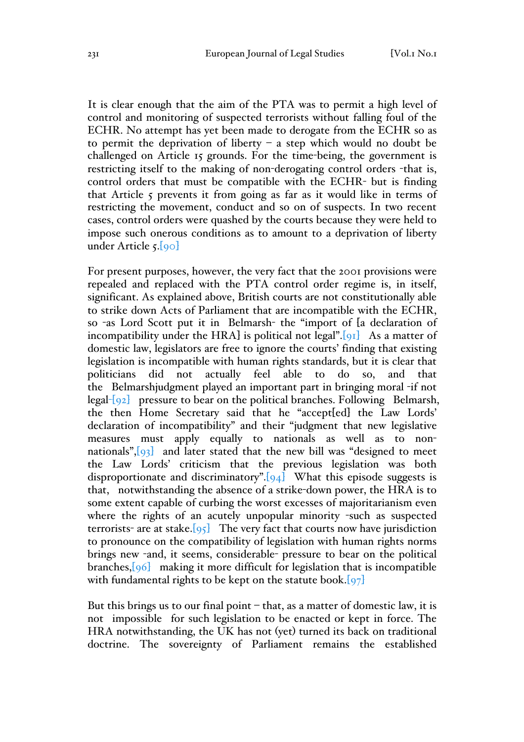It is clear enough that the aim of the PTA was to permit a high level of control and monitoring of suspected terrorists without falling foul of the ECHR. No attempt has yet been made to derogate from the ECHR so as to permit the deprivation of liberty – a step which would no doubt be challenged on Article 15 grounds. For the time-being, the government is restricting itself to the making of non-derogating control orders -that is, control orders that must be compatible with the ECHR- but is finding that Article 5 prevents it from going as far as it would like in terms of restricting the movement, conduct and so on of suspects. In two recent cases, control orders were quashed by the courts because they were held to impose such onerous conditions as to amount to a deprivation of liberty under Article 5.[90]

For present purposes, however, the very fact that the 2001 provisions were repealed and replaced with the PTA control order regime is, in itself, significant. As explained above, British courts are not constitutionally able to strike down Acts of Parliament that are incompatible with the ECHR, so -as Lord Scott put it in *Belmarsh*- the "import of [a declaration of incompatibility under the HRA] is political not legal".[91] As a matter of domestic law, legislators are free to ignore the courts' finding that existing legislation is incompatible with human rights standards, but it is clear that politicians did not actually feel able to do so, and that the *Belmarsh* judgment played an important part in bringing moral -if not legal-[92] pressure to bear on the political branches. Following *Belmarsh*, the then Home Secretary said that he "accept[ed] the Law Lords' declaration of incompatibility" and their "judgment that new legislative measures must apply equally to nationals as well as to non-nationals",[93] and later stated that the new bill was "designed to meet the Law Lords' criticism that the previous legislation was both disproportionate and discriminatory".[94] What this episode suggests is that, notwithstanding the absence of a strike-down power, the HRA is to some extent capable of curbing the worst excesses of majoritarianism even where the rights of an acutely unpopular minority -such as suspected terrorists- are at stake.[95] The very fact that courts now have jurisdiction to pronounce on the compatibility of legislation with human rights norms brings new -and, it seems, considerable- pressure to bear on the political branches,[96] making it more difficult for legislation that is incompatible with fundamental rights to be kept on the statute book.[97]

But this brings us to our final point – that, as a matter of domestic law, it is not *impossible* for such legislation to be enacted or kept in force. The HRA notwithstanding, the UK has not (yet) turned its back on traditional doctrine. The sovereignty of Parliament remains the established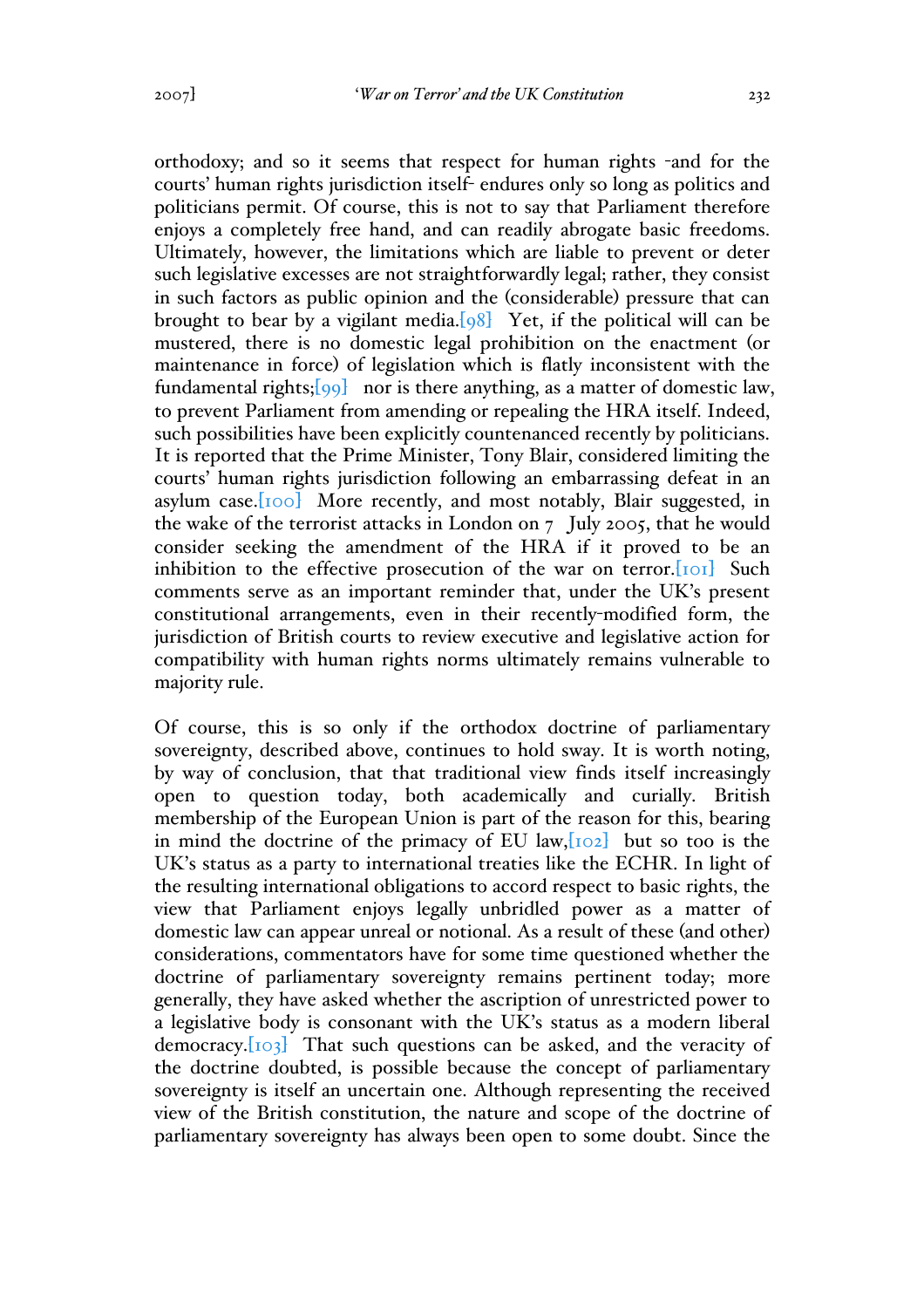orthodoxy; and so it seems that respect for human rights -and for the courts' human rights jurisdiction itself- endures only so long as politics and politicians permit. Of course, this is not to say that Parliament therefore enjoys a completely free hand, and can readily abrogate basic freedoms. Ultimately, however, the limitations which are liable to prevent or deter such legislative excesses are not straightforwardly legal; rather, they consist in such factors as public opinion and the (considerable) pressure that can brought to bear by a vigilant media.[98] Yet, if the political will can be mustered, there is no domestic legal prohibition on the enactment (or maintenance in force) of legislation which is flatly inconsistent with the fundamental rights;[99] nor is there anything, as a matter of domestic law, to prevent Parliament from amending or repealing the HRA itself. Indeed, such possibilities have been explicitly countenanced recently by politicians. It is reported that the Prime Minister, Tony Blair, considered limiting the courts' human rights jurisdiction following an embarrassing defeat in an asylum case.[100] More recently, and most notably, Blair suggested, in the wake of the terrorist attacks in London on 7 July 2005, that he would consider seeking the amendment of the HRA if it proved to be an inhibition to the effective prosecution of the war on terror.[101] Such comments serve as an important reminder that, under the UK's present constitutional arrangements, even in their recently-modified form, the jurisdiction of British courts to review executive and legislative action for compatibility with human rights norms ultimately remains vulnerable to majority rule.

Of course, this is so only if the orthodox doctrine of parliamentary sovereignty, described above, continues to hold sway. It is worth noting, by way of conclusion, that that traditional view finds itself increasingly open to question today, both academically and curially. British membership of the European Union is part of the reason for this, bearing in mind the doctrine of the primacy of EU law,[102] but so too is the UK's status as a party to international treaties like the ECHR. In light of the resulting international obligations to accord respect to basic rights, the view that Parliament enjoys legally unbridled power as a matter of domestic law can appear unreal or notional. As a result of these (and other) considerations, commentators have for some time questioned whether the doctrine of parliamentary sovereignty remains pertinent today; more generally, they have asked whether the ascription of unrestricted power to a legislative body is consonant with the UK's status as a modern liberal democracy.[103] That such questions can be asked, and the veracity of the doctrine doubted, is possible because the concept of parliamentary sovereignty is itself an uncertain one. Although representing the received view of the British constitution, the nature and scope of the doctrine of parliamentary sovereignty has always been open to some doubt. Since the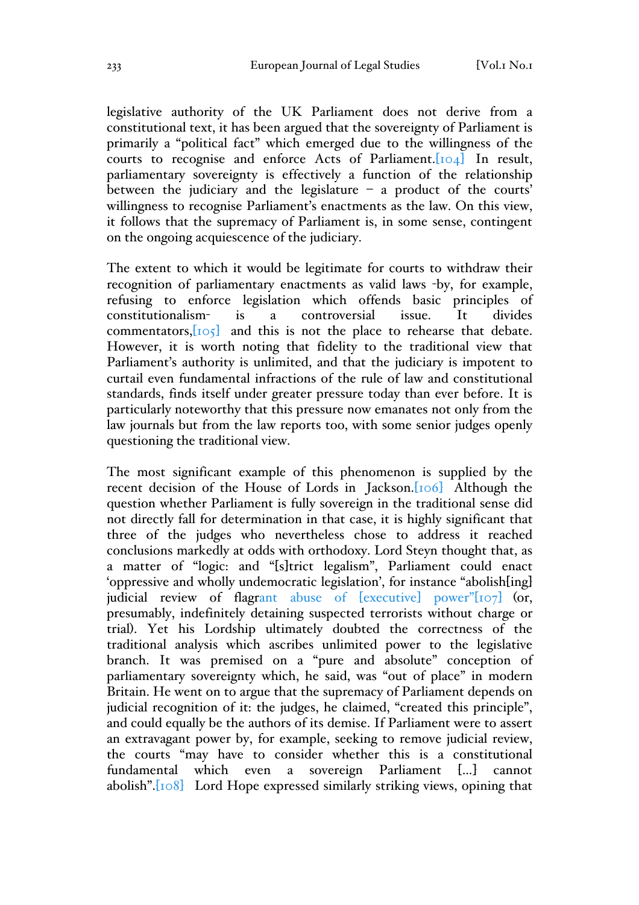legislative authority of the UK Parliament does not derive from a constitutional text, it has been argued that the sovereignty of Parliament is primarily a "political fact" which emerged due to the willingness of the courts to recognise and enforce Acts of Parliament.[104] In result, parliamentary sovereignty is effectively a function of the relationship between the judiciary and the legislature – a product of the courts' willingness to recognise Parliament's enactments as the law. On this view, it follows that the supremacy of Parliament is, in some sense, contingent on the ongoing acquiescence of the judiciary.

The extent to which it would be legitimate for courts to withdraw their recognition of parliamentary enactments as valid laws -by, for example, refusing to enforce legislation which offends basic principles of constitutionalism- is a controversial issue. It divides commentators,[105] and this is not the place to rehearse that debate. However, it is worth noting that fidelity to the traditional view that Parliament's authority is unlimited, and that the judiciary is impotent to curtail even fundamental infractions of the rule of law and constitutional standards, finds itself under greater pressure today than ever before. It is particularly noteworthy that this pressure now emanates not only from the law journals but from the law reports too, with some senior judges openly questioning the traditional view.

The most significant example of this phenomenon is supplied by the recent decision of the House of Lords in Jackson.[106] Although the question whether Parliament is fully sovereign in the traditional sense did not directly fall for determination in that case, it is highly significant that three of the judges who nevertheless chose to address it reached conclusions markedly at odds with orthodoxy. Lord Steyn thought that, as a matter of "logic: and "[s]trict legalism", Parliament could enact 'oppressive and wholly undemocratic legislation', for instance "abolish[ing] judicial review of flagrant abuse of [executive] power"[107] (or, presumably, indefinitely detaining suspected terrorists without charge or trial). Yet his Lordship ultimately doubted the correctness of the traditional analysis which ascribes unlimited power to the legislative branch. It was premised on a "pure and absolute" conception of parliamentary sovereignty which, he said, was "out of place" in modern Britain. He went on to argue that the supremacy of Parliament depends on judicial recognition of it: the judges, he claimed, "created this principle", and could equally be the authors of its demise. If Parliament were to assert an extravagant power by, for example, seeking to remove judicial review, the courts "may have to consider whether this is a constitutional fundamental which even a sovereign Parliament [...] cannot abolish".[108] Lord Hope expressed similarly striking views, opining that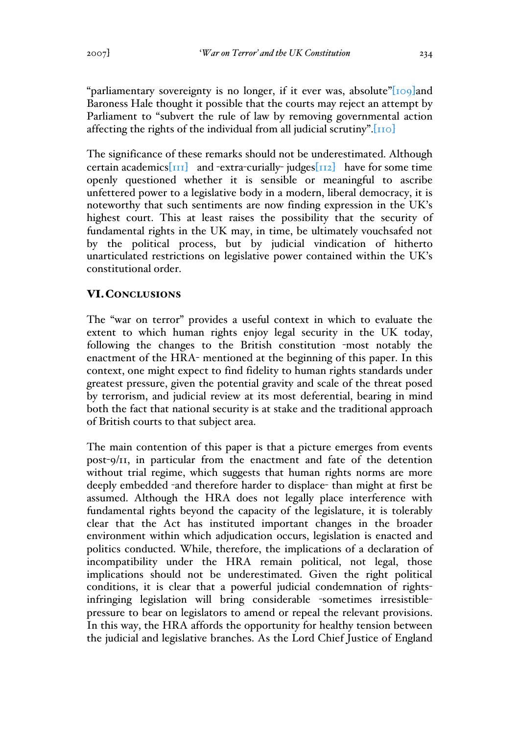"parliamentary sovereignty is no longer, if it ever was, absolute"[109]and Baroness Hale thought it possible that the courts may reject an attempt by Parliament to "subvert the rule of law by removing governmental action affecting the rights of the individual from all judicial scrutiny".[110]

The significance of these remarks should not be underestimated. Although certain academics[111] and -extra-curially- judges[112] have for some time openly questioned whether it is sensible or meaningful to ascribe unfettered power to a legislative body in a modern, liberal democracy, it is noteworthy that such sentiments are now finding expression in the UK's highest court. This at least raises the possibility that the security of fundamental rights in the UK may, in time, be ultimately vouchsafed not by the political process, but by judicial vindication of hitherto unarticulated restrictions on legislative power contained within the UK's constitutional order.

## VI. Conclusions

The "war on terror" provides a useful context in which to evaluate the extent to which human rights enjoy legal security in the UK today, following the changes to the British constitution -most notably the enactment of the HRA- mentioned at the beginning of this paper. In this context, one might expect to find fidelity to human rights standards under greatest pressure, given the potential gravity and scale of the threat posed by terrorism, and judicial review at its most deferential, bearing in mind both the fact that national security is at stake and the traditional approach of British courts to that subject area.

The main contention of this paper is that a picture emerges from events post-9/11, in particular from the enactment and fate of the detention without trial regime, which suggests that human rights norms are more deeply embedded -and therefore harder to displace- than might at first be assumed. Although the HRA does not legally place interference with fundamental rights beyond the capacity of the legislature, it is tolerably clear that the Act has instituted important changes in the broader environment within which adjudication occurs, legislation is enacted and politics conducted. While, therefore, the implications of a declaration of incompatibility under the HRA remain political, not legal, those implications should not be underestimated. Given the right political conditions, it is clear that a powerful judicial condemnation of rights-infringing legislation will bring considerable -sometimes irresistible- pressure to bear on legislators to amend or repeal the relevant provisions. In this way, the HRA affords the opportunity for healthy tension between the judicial and legislative branches. As the Lord Chief Justice of England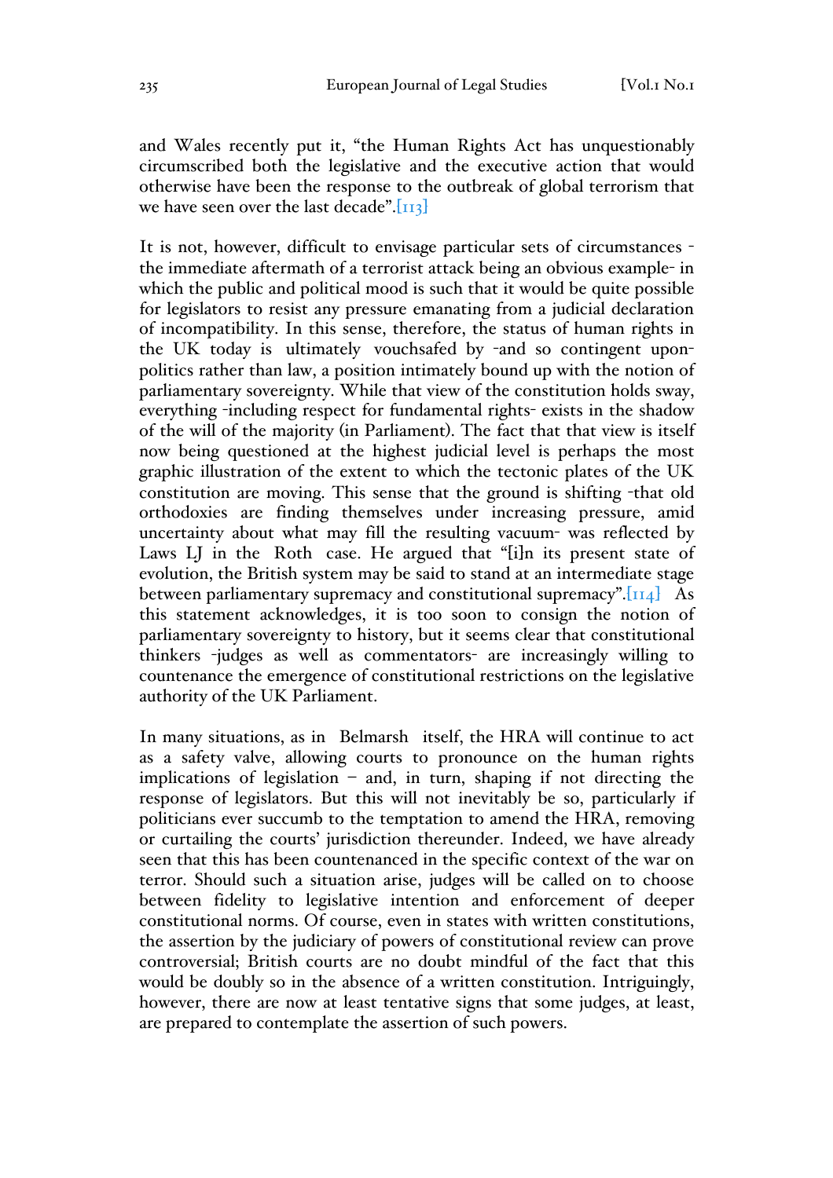and Wales recently put it, "the Human Rights Act has unquestionably circumscribed both the legislative and the executive action that would otherwise have been the response to the outbreak of global terrorism that we have seen over the last decade".[113]

It is not, however, difficult to envisage particular sets of circumstances - the immediate aftermath of a terrorist attack being an obvious example- in which the public and political mood is such that it would be quite possible for legislators to resist any pressure emanating from a judicial declaration of incompatibility. In this sense, therefore, the status of human rights in the UK today is ultimately vouchsafed by -and so contingent upon- politics rather than law, a position intimately bound up with the notion of parliamentary sovereignty. While that view of the constitution holds sway, everything -including respect for fundamental rights- exists in the shadow of the will of the majority (in Parliament). The fact that that view is itself now being questioned at the highest judicial level is perhaps the most graphic illustration of the extent to which the tectonic plates of the UK constitution are moving. This sense that the ground is shifting -that old orthodoxies are finding themselves under increasing pressure, amid uncertainty about what may fill the resulting vacuum- was reflected by Laws LJ in the *Roth* case. He argued that "[i]n its present state of evolution, the British system may be said to stand at an intermediate stage between parliamentary supremacy and constitutional supremacy".[114] As this statement acknowledges, it is too soon to consign the notion of parliamentary sovereignty to history, but it seems clear that constitutional thinkers -judges as well as commentators- are increasingly willing to countenance the emergence of constitutional restrictions on the legislative authority of the UK Parliament.

In many situations, as in *Belmarsh* itself, the HRA will continue to act as a safety valve, allowing courts to pronounce on the human rights implications of legislation – and, in turn, shaping if not directing the response of legislators. But this will not inevitably be so, particularly if politicians ever succumb to the temptation to amend the HRA, removing or curtailing the courts' jurisdiction thereunder. Indeed, we have already seen that this has been countenanced in the specific context of the war on terror. Should such a situation arise, judges will be called on to choose between fidelity to legislative intention and enforcement of deeper constitutional norms. Of course, even in states with written constitutions, the assertion by the judiciary of powers of constitutional review can prove controversial; British courts are no doubt mindful of the fact that this would be doubly so in the absence of a written constitution. Intriguingly, however, there are now at least tentative signs that some judges, at least, are prepared to contemplate the assertion of such powers.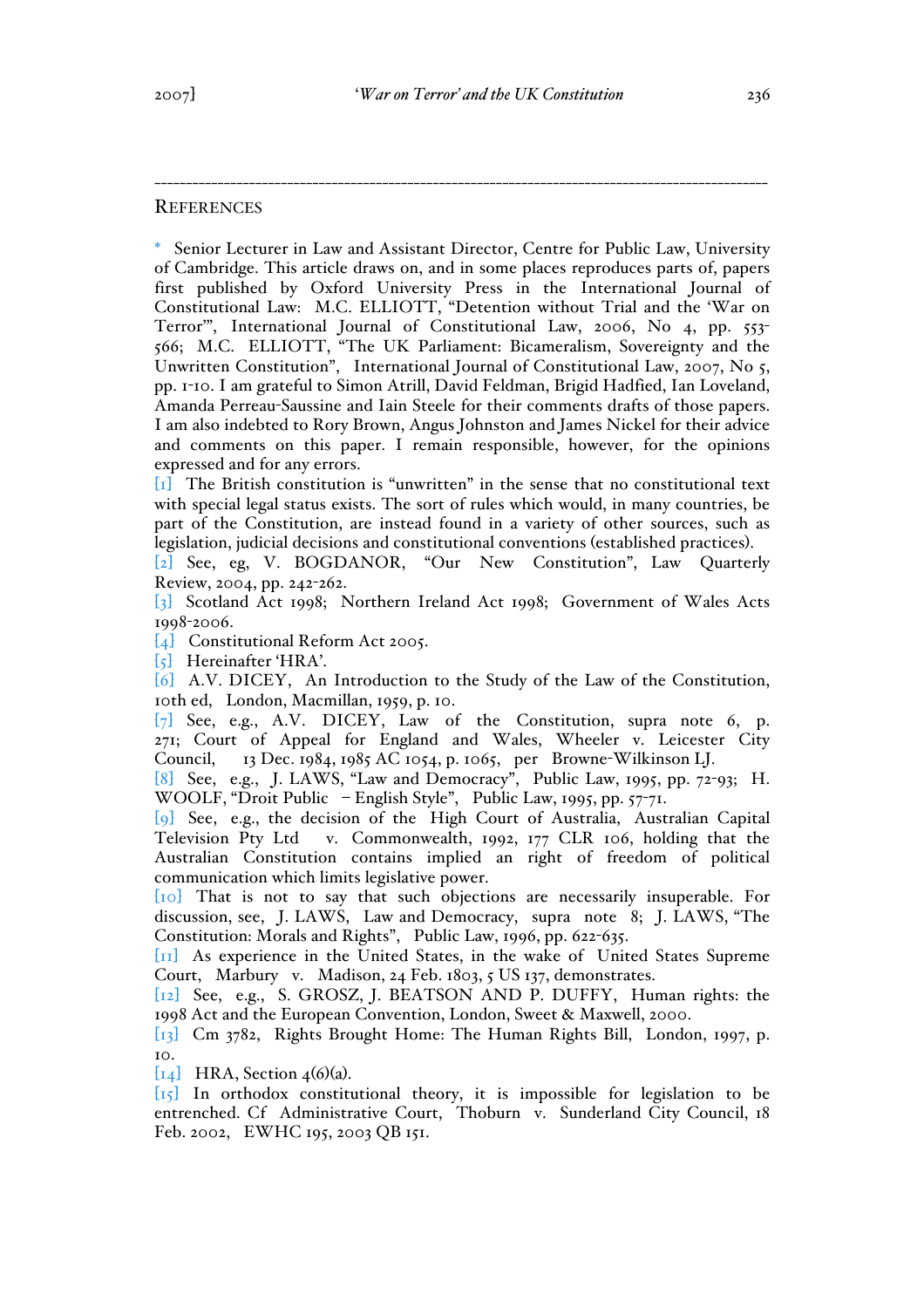## REFERENCES

* Senior Lecturer in Law and Assistant Director, Centre for Public Law, University of Cambridge. This article draws on, and in some places reproduces parts of, papers first published by Oxford University Press in the International Journal of Constitutional Law: M.C. ELLIOTT, "Detention without Trial and the 'War on Terror'", International Journal of Constitutional Law, 2006, No 4, pp. 553-566; M.C. ELLIOTT, "The UK Parliament: Bicameralism, Sovereignty and the Unwritten Constitution", International Journal of Constitutional Law, 2007, No 5, pp. 1-10. I am grateful to Simon Atrill, David Feldman, Brigid Hadfied, Ian Loveland, Amanda Perreau-Saussine and Iain Steele for their comments drafts of those papers. I am also indebted to Rory Brown, Angus Johnston and James Nickel for their advice and comments on this paper. I remain responsible, however, for the opinions expressed and for any errors.

[1] The British constitution is "unwritten" in the sense that no constitutional text with special legal status exists. The sort of rules which would, in many countries, be part of the Constitution, are instead found in a variety of other sources, such as legislation, judicial decisions and constitutional conventions (established practices).

[2] See, eg, V. BOGDANOR, "Our New Constitution", Law Quarterly Review, 2004, pp. 242-262.

[3] Scotland Act 1998; Northern Ireland Act 1998; Government of Wales Acts 1998-2006.

[4] Constitutional Reform Act 2005.

[5] Hereinafter 'HRA'.

[6] A.V. DICEY, An Introduction to the Study of the Law of the Constitution, 10th ed, London, Macmillan, 1959, p. 10.

[7] See, e.g., A.V. DICEY, Law of the Constitution, supra note 6, p. 271; Court of Appeal for England and Wales, Wheeler v. Leicester City Council, 13 Dec. 1984, 1985 AC 1054, p. 1065, per Browne-Wilkinson LJ.

[8] See, e.g., J. LAWS, "Law and Democracy", Public Law, 1995, pp. 72-93; H. WOOLF, "Droit Public – English Style", Public Law, 1995, pp. 57-71.

[9] See, e.g., the decision of the High Court of Australia, Australian Capital Television Pty Ltd v. Commonwealth, 1992, 177 CLR 106, holding that the Australian Constitution contains implied an right of freedom of political communication which limits legislative power.

[10] That is not to say that such objections are necessarily insuperable. For discussion, see, J. LAWS, Law and Democracy, supra note 8; J. LAWS, "The Constitution: Morals and Rights", Public Law, 1996, pp. 622-635.

[11] As experience in the United States, in the wake of United States Supreme Court, Marbury v. Madison, 24 Feb. 1803, 5 US 137, demonstrates.

[12] See, e.g., S. GROSZ, J. BEATSON AND P. DUFFY, Human rights: the 1998 Act and the European Convention, London, Sweet & Maxwell, 2000.

[13] Cm 3782, Rights Brought Home: The Human Rights Bill, London, 1997, p. 10.

[14] HRA, Section 4(6)(a).

[15] In orthodox constitutional theory, it is impossible for legislation to be entrenched. Cf Administrative Court, Thoburn v. Sunderland City Council, 18 Feb. 2002, EWHC 195, 2003 QB 151.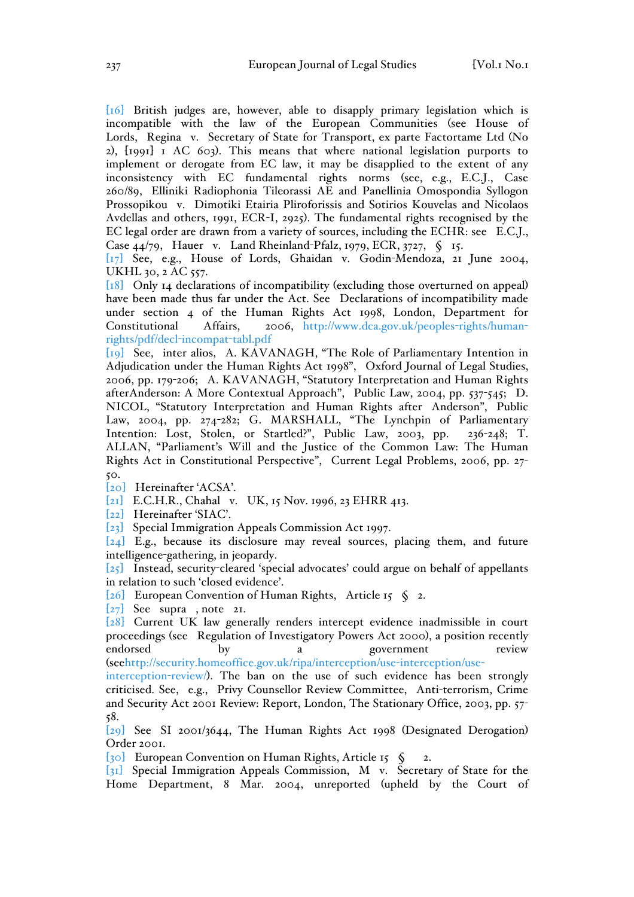[16] British judges are, however, able to disapply primary legislation which is incompatible with the law of the European Communities (see House of Lords, Regina v. Secretary of State for Transport, ex parte Factortame Ltd (No 2), [1991] 1 AC 603). This means that where national legislation purports to implement or derogate from EC law, it may be disapplied to the extent of any inconsistency with EC fundamental rights norms (see, e.g., E.C.J., Case 260/89, Elliniki Radiophonia Tileorassi AE and Panellinia Omospondia Syllogon Prossopikou v. Dimotiki Etairia Pliroforissis and Sotirios Kouvelas and Nicolaos Avdellas and others, 1991, ECR-I, 2925). The fundamental rights recognised by the EC legal order are drawn from a variety of sources, including the ECHR: see E.C.J., Case 44/79, Hauer v. Land Rheinland-Pfalz, 1979, ECR, 3727, § 15.

[17] See, e.g., House of Lords, Ghaidan v. Godin-Mendoza, 21 June 2004, UKHL 30, 2 AC 557.

[18] Only 14 declarations of incompatibility (excluding those overturned on appeal) have been made thus far under the Act. See Declarations of incompatibility made under section 4 of the Human Rights Act 1998, London, Department for Constitutional Affairs, 2006, http://www.dca.gov.uk/peoples-rights/human-rights/pdf/decl-incompat-tabl.pdf

[19] See, inter alios, A. KAVANAGH, "The Role of Parliamentary Intention in Adjudication under the Human Rights Act 1998", Oxford Journal of Legal Studies, 2006, pp. 179-206; A. KAVANAGH, "Statutory Interpretation and Human Rights afterAnderson: A More Contextual Approach", Public Law, 2004, pp. 537-545; D. NICOL, "Statutory Interpretation and Human Rights after Anderson", Public Law, 2004, pp. 274-282; G. MARSHALL, "The Lynchpin of Parliamentary Intention: Lost, Stolen, or Startled?", Public Law, 2003, pp. 236-248; T. ALLAN, "Parliament's Will and the Justice of the Common Law: The Human Rights Act in Constitutional Perspective", Current Legal Problems, 2006, pp. 27-50.

[20] Hereinafter 'ACSA'.

[21] E.C.H.R., Chahal v. UK, 15 Nov. 1996, 23 EHRR 413.

[22] Hereinafter 'SIAC'.

[23] Special Immigration Appeals Commission Act 1997.

[24] E.g., because its disclosure may reveal sources, placing them, and future intelligence-gathering, in jeopardy.

[25] Instead, security-cleared 'special advocates' could argue on behalf of appellants in relation to such 'closed evidence'.

[26] European Convention of Human Rights, Article 15 § 2.

[27] See supra , note 21.

[28] Current UK law generally renders intercept evidence inadmissible in court proceedings (see Regulation of Investigatory Powers Act 2000), a position recently endorsed by a government review (seehttp://security.homeoffice.gov.uk/ripa/interception/use-interception/use-interception-review/). The ban on the use of such evidence has been strongly criticised. See, e.g., Privy Counsellor Review Committee, Anti-terrorism, Crime and Security Act 2001 Review: Report, London, The Stationary Office, 2003, pp. 57-58.

[29] See SI 2001/3644, The Human Rights Act 1998 (Designated Derogation) Order 2001.

[30] European Convention on Human Rights, Article 15 § 2.

[31] Special Immigration Appeals Commission, M v. Secretary of State for the Home Department, 8 Mar. 2004, unreported (upheld by the Court of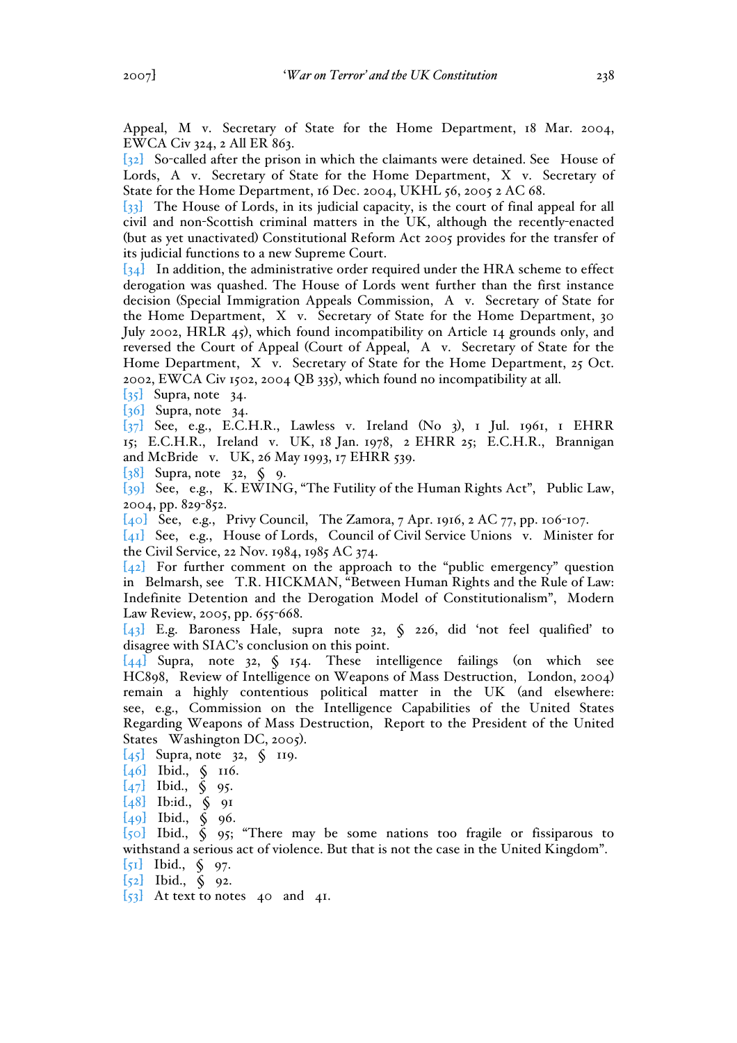Appeal, M v. Secretary of State for the Home Department, 18 Mar. 2004, EWCA Civ 324, 2 All ER 863.

[32] So-called after the prison in which the claimants were detained. See House of Lords, A v. Secretary of State for the Home Department, X v. Secretary of State for the Home Department, 16 Dec. 2004, UKHL 56, 2005 2 AC 68.

[33] The House of Lords, in its judicial capacity, is the court of final appeal for all civil and non-Scottish criminal matters in the UK, although the recently-enacted (but as yet unactivated) Constitutional Reform Act 2005 provides for the transfer of its judicial functions to a new Supreme Court.

[34] In addition, the administrative order required under the HRA scheme to effect derogation was quashed. The House of Lords went further than the first instance decision (Special Immigration Appeals Commission, A v. Secretary of State for the Home Department, X v. Secretary of State for the Home Department, 30 July 2002, HRLR 45), which found incompatibility on Article 14 grounds only, and reversed the Court of Appeal (Court of Appeal, A v. Secretary of State for the Home Department, X v. Secretary of State for the Home Department, 25 Oct. 2002, EWCA Civ 1502, 2004 QB 335), which found no incompatibility at all.

[35] Supra, note 34.

[36] Supra, note 34.

[37] See, e.g., E.C.H.R., Lawless v. Ireland (No 3), 1 Jul. 1961, 1 EHRR 15; E.C.H.R., Ireland v. UK, 18 Jan. 1978, 2 EHRR 25; E.C.H.R., Brannigan and McBride v. UK, 26 May 1993, 17 EHRR 539.

[38] Supra, note 32, § 9.

[39] See, e.g., K. EWING, "The Futility of the Human Rights Act", Public Law, 2004, pp. 829-852.

[40] See, e.g., Privy Council, The Zamora, 7 Apr. 1916, 2 AC 77, pp. 106-107.

[41] See, e.g., House of Lords, Council of Civil Service Unions v. Minister for the Civil Service, 22 Nov. 1984, 1985 AC 374.

[42] For further comment on the approach to the "public emergency" question in Belmarsh, see T.R. HICKMAN, "Between Human Rights and the Rule of Law: Indefinite Detention and the Derogation Model of Constitutionalism", Modern Law Review, 2005, pp. 655-668.

[43] E.g. Baroness Hale, supra note 32, § 226, did 'not feel qualified' to disagree with SIAC's conclusion on this point.

[44] Supra, note 32, § 154. These intelligence failings (on which see HC898, Review of Intelligence on Weapons of Mass Destruction, London, 2004) remain a highly contentious political matter in the UK (and elsewhere: see, e.g., Commission on the Intelligence Capabilities of the United States Regarding Weapons of Mass Destruction, Report to the President of the United States Washington DC, 2005).

[45] Supra, note 32, § 119.

[46] Ibid., § 116.

[47] Ibid., § 95.

[48] Ib:id., § 91

[49] Ibid., § 96.

[50] Ibid., § 95; "There may be some nations too fragile or fissiparous to withstand a serious act of violence. But that is not the case in the United Kingdom".

[51] Ibid., § 97.

[52] Ibid., § 92.

[53] At text to notes 40 and 41.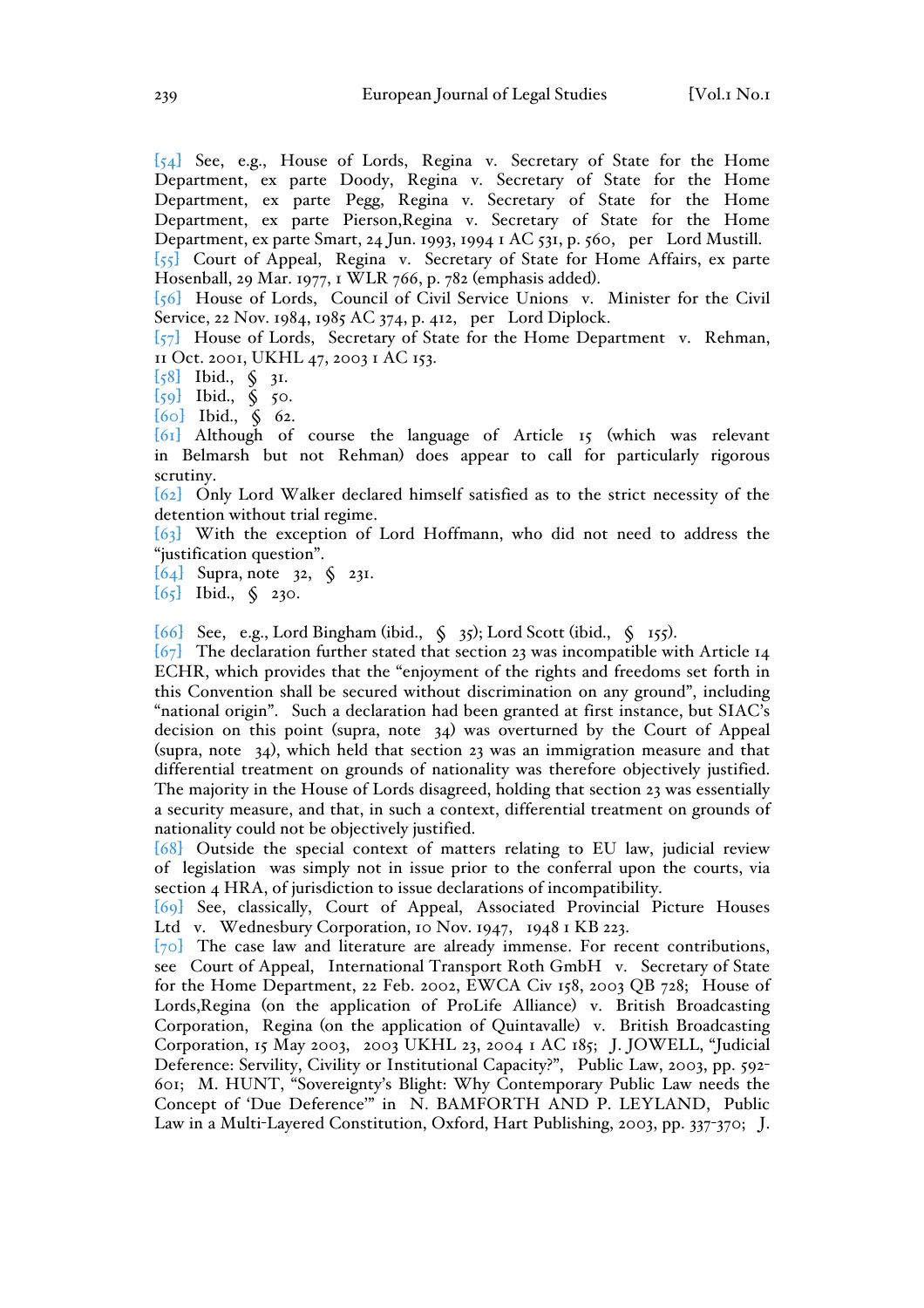[54] See, e.g., House of Lords, Regina v. Secretary of State for the Home Department, ex parte Doody, Regina v. Secretary of State for the Home Department, ex parte Pegg, Regina v. Secretary of State for the Home Department, ex parte Pierson,Regina v. Secretary of State for the Home Department, ex parte Smart, 24 Jun. 1993, 1994 1 AC 531, p. 560, per Lord Mustill.

[55] Court of Appeal, Regina v. Secretary of State for Home Affairs, ex parte Hosenball, 29 Mar. 1977, 1 WLR 766, p. 782 (emphasis added).

[56] House of Lords, Council of Civil Service Unions v. Minister for the Civil Service, 22 Nov. 1984, 1985 AC 374, p. 412, per Lord Diplock.

[57] House of Lords, Secretary of State for the Home Department v. Rehman, 11 Oct. 2001, UKHL 47, 2003 1 AC 153.

[58] Ibid., § 31.

[59] Ibid., § 50.

[60] Ibid., § 62.

[61] Although of course the language of Article 15 (which was relevant in Belmarsh but not Rehman) does appear to call for particularly rigorous scrutiny.

[62] Only Lord Walker declared himself satisfied as to the strict necessity of the detention without trial regime.

[63] With the exception of Lord Hoffmann, who did not need to address the "justification question".

[64] Supra, note 32, § 231.

[65] Ibid., § 230.

[66] See, e.g., Lord Bingham (ibid., § 35); Lord Scott (ibid., § 155).

[67] The declaration further stated that section 23 was incompatible with Article 14 ECHR, which provides that the "enjoyment of the rights and freedoms set forth in this Convention shall be secured without discrimination on any ground", including "national origin". Such a declaration had been granted at first instance, but SIAC's decision on this point (supra, note 34) was overturned by the Court of Appeal (supra, note 34), which held that section 23 was an immigration measure and that differential treatment on grounds of nationality was therefore objectively justified. The majority in the House of Lords disagreed, holding that section 23 was essentially a security measure, and that, in such a context, differential treatment on grounds of nationality could not be objectively justified.

[68] Outside the special context of matters relating to EU law, judicial review of legislation was simply not in issue prior to the conferral upon the courts, via section 4 HRA, of jurisdiction to issue declarations of incompatibility.

[69] See, classically, Court of Appeal, Associated Provincial Picture Houses Ltd v. Wednesbury Corporation, 10 Nov. 1947, 1948 1 KB 223.

[70] The case law and literature are already immense. For recent contributions, see Court of Appeal, International Transport Roth GmbH v. Secretary of State for the Home Department, 22 Feb. 2002, EWCA Civ 158, 2003 QB 728; House of Lords,Regina (on the application of ProLife Alliance) v. British Broadcasting Corporation, Regina (on the application of Quintavalle) v. British Broadcasting Corporation, 15 May 2003, 2003 UKHL 23, 2004 1 AC 185; J. JOWELL, "Judicial Deference: Servility, Civility or Institutional Capacity?", Public Law, 2003, pp. 592-601; M. HUNT, "Sovereignty's Blight: Why Contemporary Public Law needs the Concept of 'Due Deference'" in N. BAMFORTH AND P. LEYLAND, Public Law in a Multi-Layered Constitution, Oxford, Hart Publishing, 2003, pp. 337-370; J.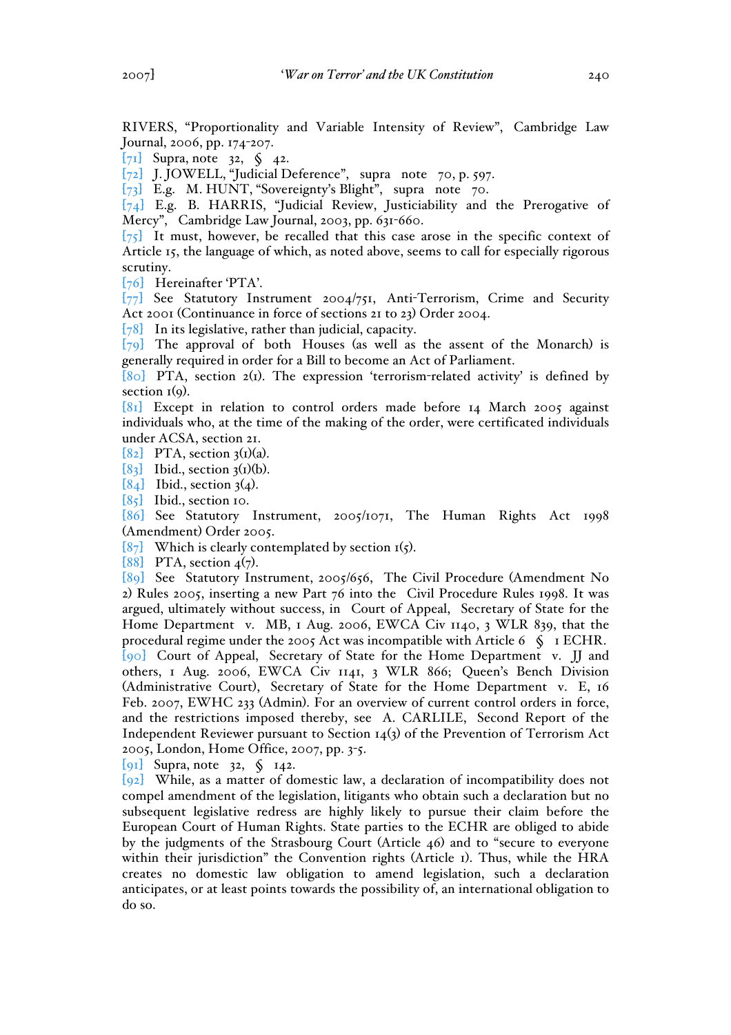RIVERS, "Proportionality and Variable Intensity of Review", Cambridge Law Journal, 2006, pp. 174-207.

[71] Supra, note 32, § 42.

[72] J. JOWELL, "Judicial Deference", supra note 70, p. 597.

[73] E.g. M. HUNT, "Sovereignty's Blight", supra note 70.

[74] E.g. B. HARRIS, "Judicial Review, Justiciability and the Prerogative of Mercy", Cambridge Law Journal, 2003, pp. 631-660.

[75] It must, however, be recalled that this case arose in the specific context of Article 15, the language of which, as noted above, seems to call for especially rigorous scrutiny.

[76] Hereinafter 'PTA'.

[77] See Statutory Instrument 2004/751, Anti-Terrorism, Crime and Security Act 2001 (Continuance in force of sections 21 to 23) Order 2004.

[78] In its legislative, rather than judicial, capacity.

[79] The approval of both Houses (as well as the assent of the Monarch) is generally required in order for a Bill to become an Act of Parliament.

[80] PTA, section 2(1). The expression 'terrorism-related activity' is defined by section 1(9).

[81] Except in relation to control orders made before 14 March 2005 against individuals who, at the time of the making of the order, were certificated individuals under ACSA, section 21.

[82] PTA, section 3(1)(a).

[83] Ibid., section 3(1)(b).

[84] Ibid., section 3(4).

[85] Ibid., section 10.

[86] See Statutory Instrument, 2005/1071, The Human Rights Act 1998 (Amendment) Order 2005.

[87] Which is clearly contemplated by section 1(5).

[88] PTA, section 4(7).

[89] See Statutory Instrument, 2005/656, The Civil Procedure (Amendment No 2) Rules 2005, inserting a new Part 76 into the Civil Procedure Rules 1998. It was argued, ultimately without success, in Court of Appeal, Secretary of State for the Home Department v. MB, 1 Aug. 2006, EWCA Civ 1140, 3 WLR 839, that the procedural regime under the 2005 Act was incompatible with Article 6 § 1 ECHR.

[90] Court of Appeal, Secretary of State for the Home Department v. JJ and others, 1 Aug. 2006, EWCA Civ 1141, 3 WLR 866; Queen's Bench Division (Administrative Court), Secretary of State for the Home Department v. E, 16 Feb. 2007, EWHC 233 (Admin). For an overview of current control orders in force, and the restrictions imposed thereby, see A. CARLILE, Second Report of the Independent Reviewer pursuant to Section 14(3) of the Prevention of Terrorism Act 2005, London, Home Office, 2007, pp. 3-5.

[91] Supra, note 32, § 142.

[92] While, as a matter of domestic law, a declaration of incompatibility does not compel amendment of the legislation, litigants who obtain such a declaration but no subsequent legislative redress are highly likely to pursue their claim before the European Court of Human Rights. State parties to the ECHR are obliged to abide by the judgments of the Strasbourg Court (Article 46) and to "secure to everyone within their jurisdiction" the Convention rights (Article 1). Thus, while the HRA creates no domestic law obligation to amend legislation, such a declaration anticipates, or at least points towards the possibility of, an international obligation to do so.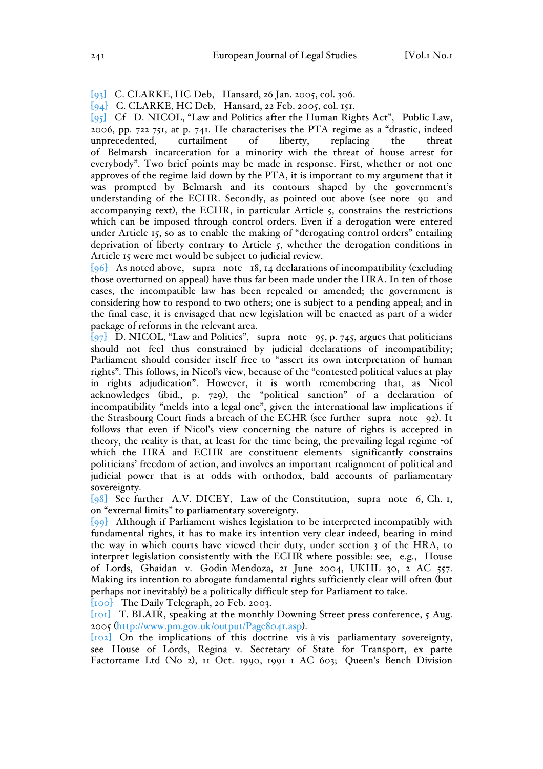[93] C. CLARKE, HC Deb, Hansard, 26 Jan. 2005, col. 306.

[94] C. CLARKE, HC Deb, Hansard, 22 Feb. 2005, col. 151.

[95] Cf D. NICOL, "Law and Politics after the Human Rights Act", Public Law, 2006, pp. 722-751, at p. 741. He characterises the PTA regime as a "drastic, indeed unprecedented, curtailment of liberty, replacing the threat of Belmarsh incarceration for a minority with the threat of house arrest for everybody". Two brief points may be made in response. First, whether or not one approves of the regime laid down by the PTA, it is important to my argument that it was prompted by Belmarsh and its contours shaped by the government's understanding of the ECHR. Secondly, as pointed out above (see note 90 and accompanying text), the ECHR, in particular Article 5, constrains the restrictions which can be imposed through control orders. Even if a derogation were entered under Article 15, so as to enable the making of "derogating control orders" entailing deprivation of liberty contrary to Article 5, whether the derogation conditions in Article 15 were met would be subject to judicial review.

[96] As noted above, supra note 18, 14 declarations of incompatibility (excluding those overturned on appeal) have thus far been made under the HRA. In ten of those cases, the incompatible law has been repealed or amended; the government is considering how to respond to two others; one is subject to a pending appeal; and in the final case, it is envisaged that new legislation will be enacted as part of a wider package of reforms in the relevant area.

[97] D. NICOL, "Law and Politics", supra note 95, p. 745, argues that politicians should not feel thus constrained by judicial declarations of incompatibility; Parliament should consider itself free to "assert its own interpretation of human rights". This follows, in Nicol's view, because of the "contested political values at play in rights adjudication". However, it is worth remembering that, as Nicol acknowledges (ibid., p. 729), the "political sanction" of a declaration of incompatibility "melds into a legal one", given the international law implications if the Strasbourg Court finds a breach of the ECHR (see further supra note 92). It follows that even if Nicol's view concerning the nature of rights is accepted in theory, the reality is that, at least for the time being, the prevailing legal regime -of which the HRA and ECHR are constituent elements- significantly constrains politicians' freedom of action, and involves an important realignment of political and judicial power that is at odds with orthodox, bald accounts of parliamentary sovereignty.

[98] See further A.V. DICEY, Law of the Constitution, supra note 6, Ch. 1, on "external limits" to parliamentary sovereignty.

[99] Although if Parliament wishes legislation to be interpreted incompatibly with fundamental rights, it has to make its intention very clear indeed, bearing in mind the way in which courts have viewed their duty, under section 3 of the HRA, to interpret legislation consistently with the ECHR where possible: see, e.g., House of Lords, Ghaidan v. Godin-Mendoza, 21 June 2004, UKHL 30, 2 AC 557. Making its intention to abrogate fundamental rights sufficiently clear will often (but perhaps not inevitably) be a politically difficult step for Parliament to take.

[100] The Daily Telegraph, 20 Feb. 2003.

[101] T. BLAIR, speaking at the monthly Downing Street press conference, 5 Aug. 2005 (http://www.pm.gov.uk/output/Page8041.asp).

[102] On the implications of this doctrine vis-à-vis parliamentary sovereignty, see House of Lords, Regina v. Secretary of State for Transport, ex parte Factortame Ltd (No 2), 11 Oct. 1990, 1991 1 AC 603; Queen's Bench Division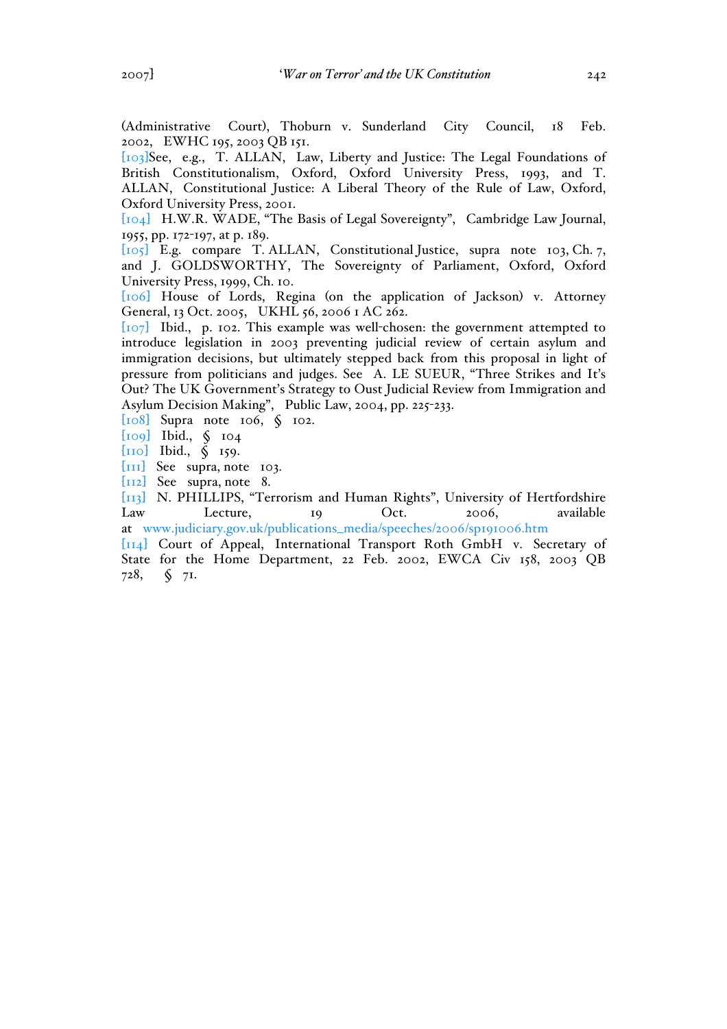(Administrative Court), Thoburn v. Sunderland City Council, 18 Feb. 2002, EWHC 195, 2003 QB 151.

[103] See, e.g., T. ALLAN, Law, Liberty and Justice: The Legal Foundations of British Constitutionalism, Oxford, Oxford University Press, 1993, and T. ALLAN, Constitutional Justice: A Liberal Theory of the Rule of Law, Oxford, Oxford University Press, 2001.

[104] H.W.R. WADE, "The Basis of Legal Sovereignty", Cambridge Law Journal, 1955, pp. 172-197, at p. 189.

[105] E.g. compare T. ALLAN, Constitutional Justice, supra note 103, Ch. 7, and J. GOLDSWORTHY, The Sovereignty of Parliament, Oxford, Oxford University Press, 1999, Ch. 10.

[106] House of Lords, Regina (on the application of Jackson) v. Attorney General, 13 Oct. 2005, UKHL 56, 2006 1 AC 262.

[107] Ibid., p. 102. This example was well-chosen: the government attempted to introduce legislation in 2003 preventing judicial review of certain asylum and immigration decisions, but ultimately stepped back from this proposal in light of pressure from politicians and judges. See A. LE SUEUR, "Three Strikes and It's Out? The UK Government's Strategy to Oust Judicial Review from Immigration and Asylum Decision Making", Public Law, 2004, pp. 225-233.

[108] Supra note 106, § 102.

[109] Ibid., § 104

[110] Ibid., § 159.

[111] See supra, note 103.

[112] See supra, note 8.

[113] N. PHILLIPS, "Terrorism and Human Rights", University of Hertfordshire Law Lecture, 19 Oct. 2006, available at www.judiciary.gov.uk/publications_media/speeches/2006/sp191006.htm

[114] Court of Appeal, International Transport Roth GmbH v. Secretary of State for the Home Department, 22 Feb. 2002, EWCA Civ 158, 2003 QB 728, § 71.